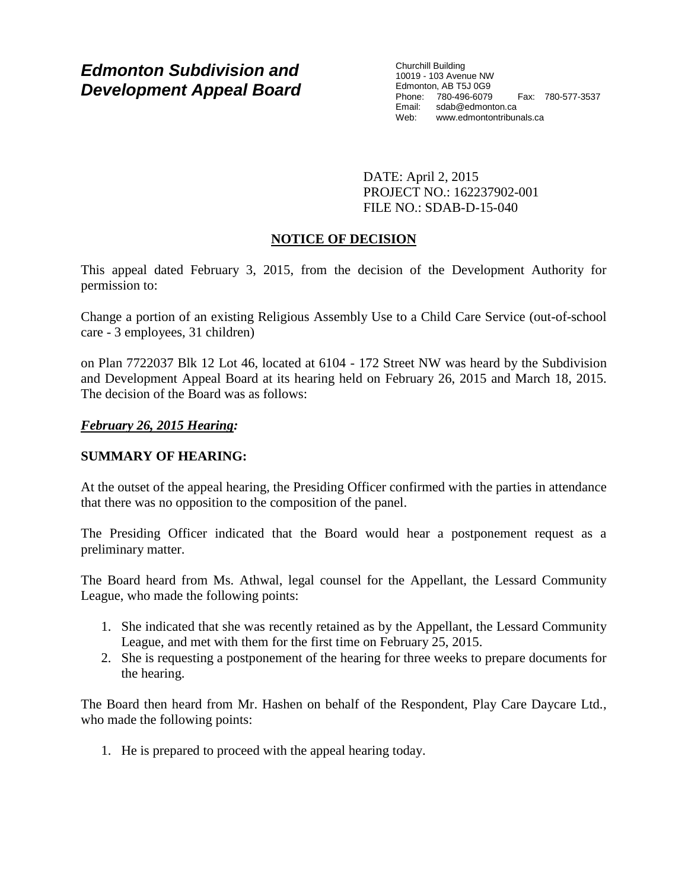# Edmonton Subdivision and Development Appeal Board

Churchill Building
10019 - 103 Avenue NW
Edmonton, AB T5J 0G9
Phone: 780-496-6079 Fax: 780-577-3537
Email: sdab@edmonton.ca
Web: www.edmontontribunals.ca

DATE: April 2, 2015
PROJECT NO.: 162237902-001
FILE NO.: SDAB-D-15-040

## NOTICE OF DECISION

This appeal dated February 3, 2015, from the decision of the Development Authority for permission to:

Change a portion of an existing Religious Assembly Use to a Child Care Service (out-of-school care - 3 employees, 31 children)

on Plan 7722037 Blk 12 Lot 46, located at 6104 - 172 Street NW was heard by the Subdivision and Development Appeal Board at its hearing held on February 26, 2015 and March 18, 2015. The decision of the Board was as follows:

***February 26, 2015 Hearing:***

**SUMMARY OF HEARING:**

At the outset of the appeal hearing, the Presiding Officer confirmed with the parties in attendance that there was no opposition to the composition of the panel.

The Presiding Officer indicated that the Board would hear a postponement request as a preliminary matter.

The Board heard from Ms. Athwal, legal counsel for the Appellant, the Lessard Community League, who made the following points:

1. She indicated that she was recently retained as by the Appellant, the Lessard Community League, and met with them for the first time on February 25, 2015.
2. She is requesting a postponement of the hearing for three weeks to prepare documents for the hearing.

The Board then heard from Mr. Hashen on behalf of the Respondent, Play Care Daycare Ltd., who made the following points:

1. He is prepared to proceed with the appeal hearing today.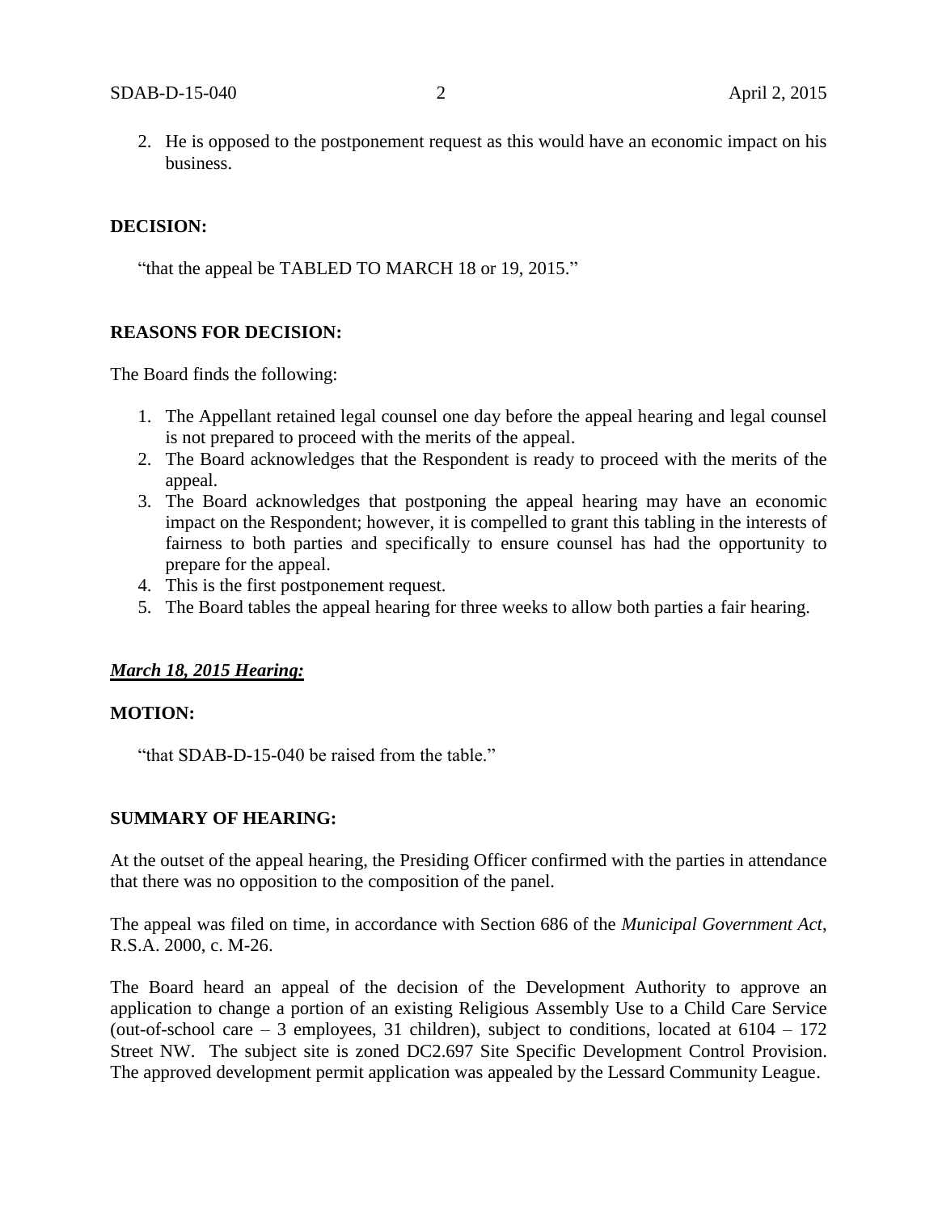2. He is opposed to the postponement request as this would have an economic impact on his business.

**DECISION:**

"that the appeal be TABLED TO MARCH 18 or 19, 2015."

**REASONS FOR DECISION:**

The Board finds the following:

1. The Appellant retained legal counsel one day before the appeal hearing and legal counsel is not prepared to proceed with the merits of the appeal.
2. The Board acknowledges that the Respondent is ready to proceed with the merits of the appeal.
3. The Board acknowledges that postponing the appeal hearing may have an economic impact on the Respondent; however, it is compelled to grant this tabling in the interests of fairness to both parties and specifically to ensure counsel has had the opportunity to prepare for the appeal.
4. This is the first postponement request.
5. The Board tables the appeal hearing for three weeks to allow both parties a fair hearing.

***March 18, 2015 Hearing:***

**MOTION:**

"that SDAB-D-15-040 be raised from the table."

**SUMMARY OF HEARING:**

At the outset of the appeal hearing, the Presiding Officer confirmed with the parties in attendance that there was no opposition to the composition of the panel.

The appeal was filed on time, in accordance with Section 686 of the *Municipal Government Act*, R.S.A. 2000, c. M-26.

The Board heard an appeal of the decision of the Development Authority to approve an application to change a portion of an existing Religious Assembly Use to a Child Care Service (out-of-school care – 3 employees, 31 children), subject to conditions, located at 6104 – 172 Street NW. The subject site is zoned DC2.697 Site Specific Development Control Provision. The approved development permit application was appealed by the Lessard Community League.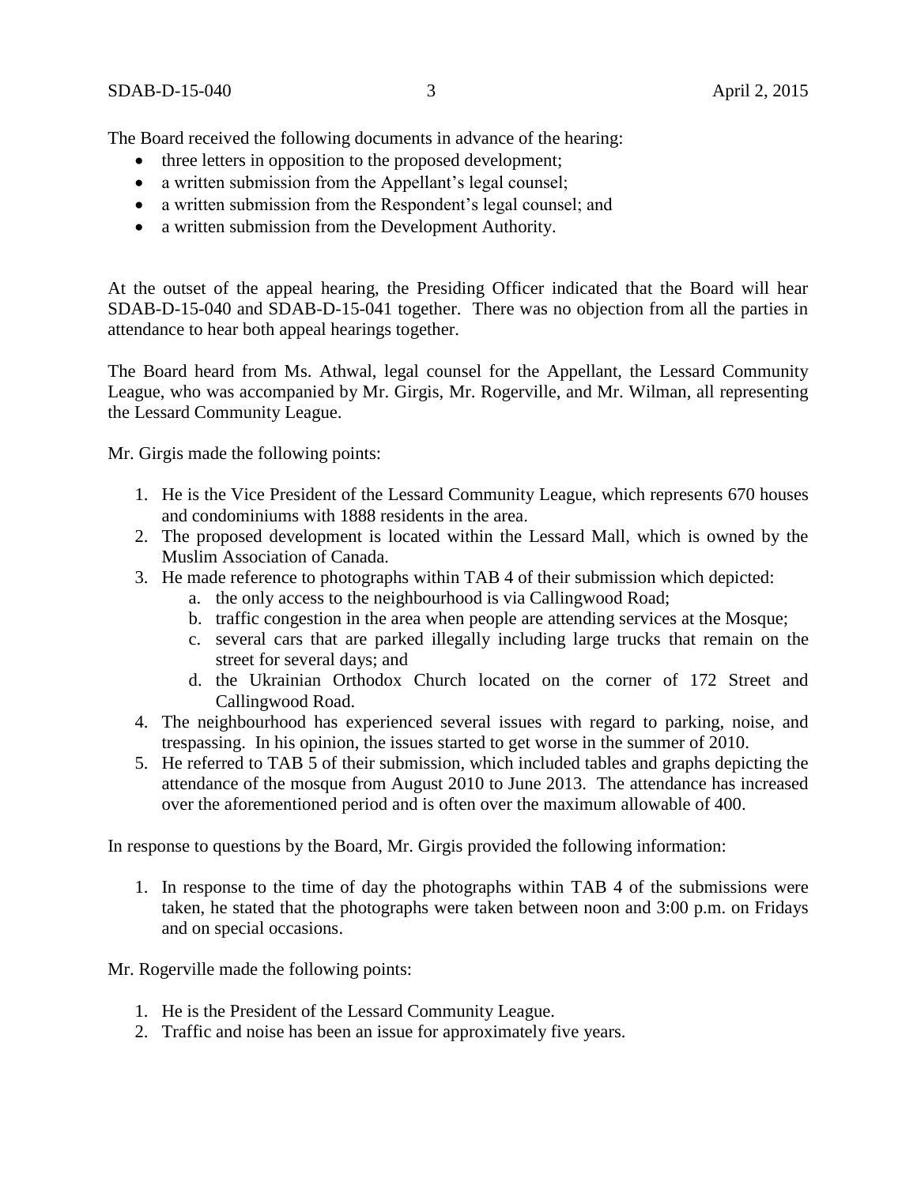The Board received the following documents in advance of the hearing:

- three letters in opposition to the proposed development;
- a written submission from the Appellant's legal counsel;
- a written submission from the Respondent's legal counsel; and
- a written submission from the Development Authority.

At the outset of the appeal hearing, the Presiding Officer indicated that the Board will hear SDAB-D-15-040 and SDAB-D-15-041 together. There was no objection from all the parties in attendance to hear both appeal hearings together.

The Board heard from Ms. Athwal, legal counsel for the Appellant, the Lessard Community League, who was accompanied by Mr. Girgis, Mr. Rogerville, and Mr. Wilman, all representing the Lessard Community League.

Mr. Girgis made the following points:

1. He is the Vice President of the Lessard Community League, which represents 670 houses and condominiums with 1888 residents in the area.
2. The proposed development is located within the Lessard Mall, which is owned by the Muslim Association of Canada.
3. He made reference to photographs within TAB 4 of their submission which depicted:
   a. the only access to the neighbourhood is via Callingwood Road;
   b. traffic congestion in the area when people are attending services at the Mosque;
   c. several cars that are parked illegally including large trucks that remain on the street for several days; and
   d. the Ukrainian Orthodox Church located on the corner of 172 Street and Callingwood Road.
4. The neighbourhood has experienced several issues with regard to parking, noise, and trespassing. In his opinion, the issues started to get worse in the summer of 2010.
5. He referred to TAB 5 of their submission, which included tables and graphs depicting the attendance of the mosque from August 2010 to June 2013. The attendance has increased over the aforementioned period and is often over the maximum allowable of 400.

In response to questions by the Board, Mr. Girgis provided the following information:

1. In response to the time of day the photographs within TAB 4 of the submissions were taken, he stated that the photographs were taken between noon and 3:00 p.m. on Fridays and on special occasions.

Mr. Rogerville made the following points:

1. He is the President of the Lessard Community League.
2. Traffic and noise has been an issue for approximately five years.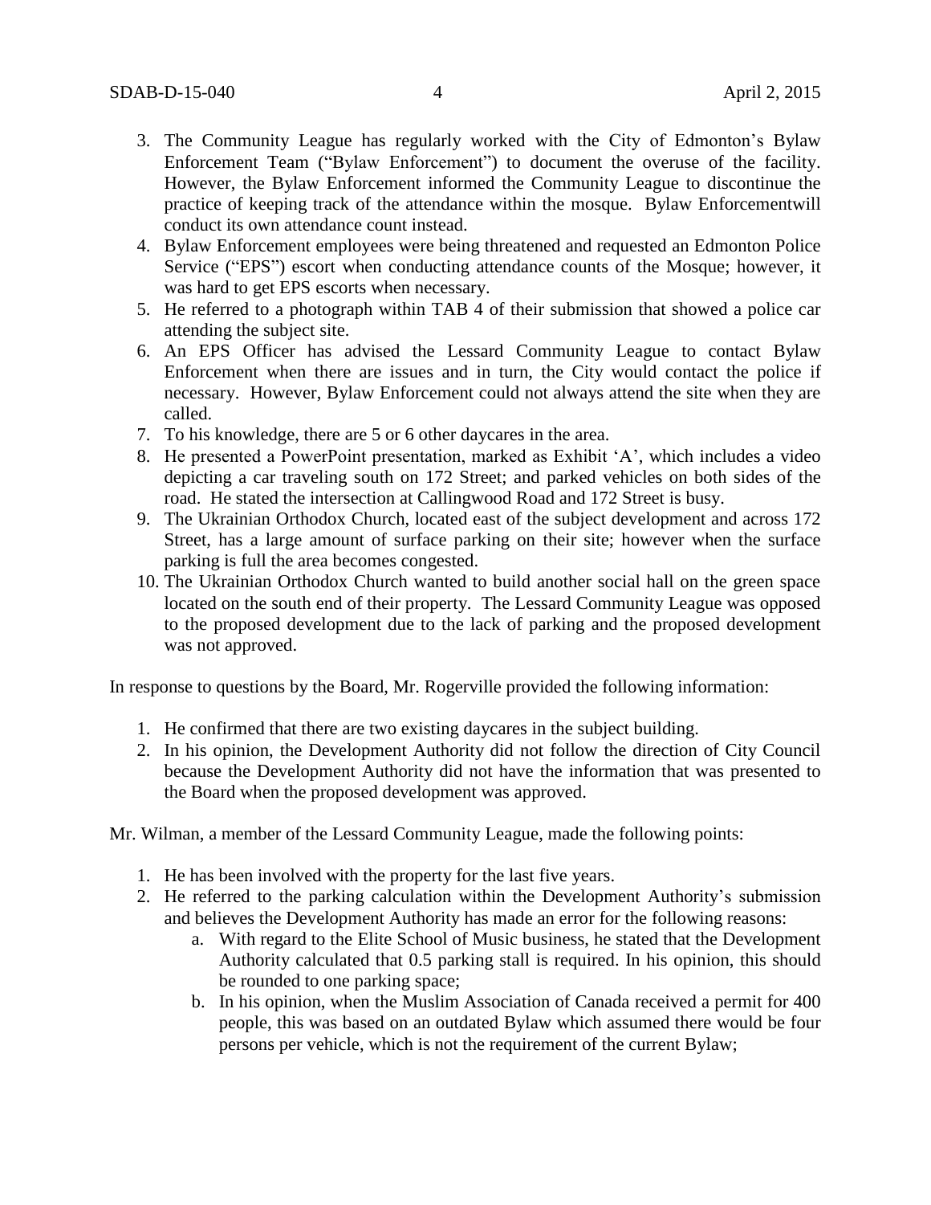3. The Community League has regularly worked with the City of Edmonton's Bylaw Enforcement Team ("Bylaw Enforcement") to document the overuse of the facility. However, the Bylaw Enforcement informed the Community League to discontinue the practice of keeping track of the attendance within the mosque. Bylaw Enforcementwill conduct its own attendance count instead.
4. Bylaw Enforcement employees were being threatened and requested an Edmonton Police Service ("EPS") escort when conducting attendance counts of the Mosque; however, it was hard to get EPS escorts when necessary.
5. He referred to a photograph within TAB 4 of their submission that showed a police car attending the subject site.
6. An EPS Officer has advised the Lessard Community League to contact Bylaw Enforcement when there are issues and in turn, the City would contact the police if necessary. However, Bylaw Enforcement could not always attend the site when they are called.
7. To his knowledge, there are 5 or 6 other daycares in the area.
8. He presented a PowerPoint presentation, marked as Exhibit 'A', which includes a video depicting a car traveling south on 172 Street; and parked vehicles on both sides of the road. He stated the intersection at Callingwood Road and 172 Street is busy.
9. The Ukrainian Orthodox Church, located east of the subject development and across 172 Street, has a large amount of surface parking on their site; however when the surface parking is full the area becomes congested.
10. The Ukrainian Orthodox Church wanted to build another social hall on the green space located on the south end of their property. The Lessard Community League was opposed to the proposed development due to the lack of parking and the proposed development was not approved.

In response to questions by the Board, Mr. Rogerville provided the following information:

1. He confirmed that there are two existing daycares in the subject building.
2. In his opinion, the Development Authority did not follow the direction of City Council because the Development Authority did not have the information that was presented to the Board when the proposed development was approved.

Mr. Wilman, a member of the Lessard Community League, made the following points:

1. He has been involved with the property for the last five years.
2. He referred to the parking calculation within the Development Authority's submission and believes the Development Authority has made an error for the following reasons:
    a. With regard to the Elite School of Music business, he stated that the Development Authority calculated that 0.5 parking stall is required. In his opinion, this should be rounded to one parking space;
    b. In his opinion, when the Muslim Association of Canada received a permit for 400 people, this was based on an outdated Bylaw which assumed there would be four persons per vehicle, which is not the requirement of the current Bylaw;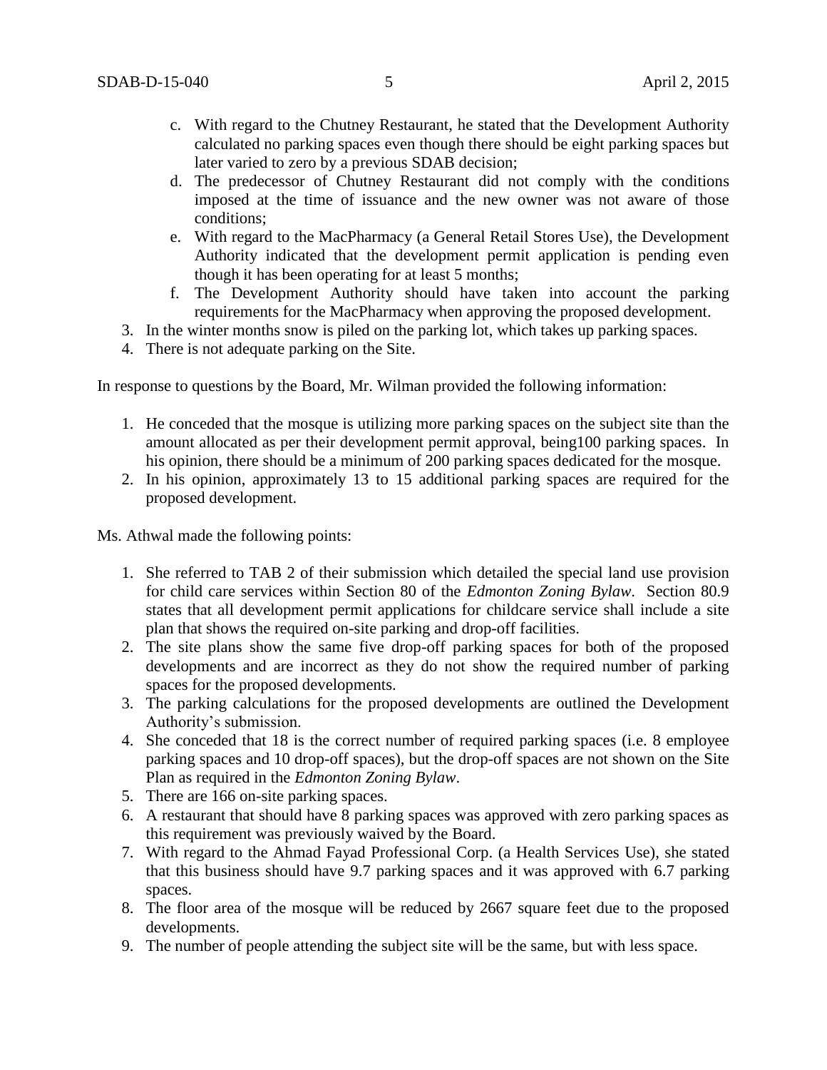c. With regard to the Chutney Restaurant, he stated that the Development Authority calculated no parking spaces even though there should be eight parking spaces but later varied to zero by a previous SDAB decision;
   d. The predecessor of Chutney Restaurant did not comply with the conditions imposed at the time of issuance and the new owner was not aware of those conditions;
   e. With regard to the MacPharmacy (a General Retail Stores Use), the Development Authority indicated that the development permit application is pending even though it has been operating for at least 5 months;
   f. The Development Authority should have taken into account the parking requirements for the MacPharmacy when approving the proposed development.
3. In the winter months snow is piled on the parking lot, which takes up parking spaces.
4. There is not adequate parking on the Site.

In response to questions by the Board, Mr. Wilman provided the following information:

1. He conceded that the mosque is utilizing more parking spaces on the subject site than the amount allocated as per their development permit approval, being100 parking spaces. In his opinion, there should be a minimum of 200 parking spaces dedicated for the mosque.
2. In his opinion, approximately 13 to 15 additional parking spaces are required for the proposed development.

Ms. Athwal made the following points:

1. She referred to TAB 2 of their submission which detailed the special land use provision for child care services within Section 80 of the *Edmonton Zoning Bylaw*. Section 80.9 states that all development permit applications for childcare service shall include a site plan that shows the required on-site parking and drop-off facilities.
2. The site plans show the same five drop-off parking spaces for both of the proposed developments and are incorrect as they do not show the required number of parking spaces for the proposed developments.
3. The parking calculations for the proposed developments are outlined the Development Authority's submission.
4. She conceded that 18 is the correct number of required parking spaces (i.e. 8 employee parking spaces and 10 drop-off spaces), but the drop-off spaces are not shown on the Site Plan as required in the *Edmonton Zoning Bylaw*.
5. There are 166 on-site parking spaces.
6. A restaurant that should have 8 parking spaces was approved with zero parking spaces as this requirement was previously waived by the Board.
7. With regard to the Ahmad Fayad Professional Corp. (a Health Services Use), she stated that this business should have 9.7 parking spaces and it was approved with 6.7 parking spaces.
8. The floor area of the mosque will be reduced by 2667 square feet due to the proposed developments.
9. The number of people attending the subject site will be the same, but with less space.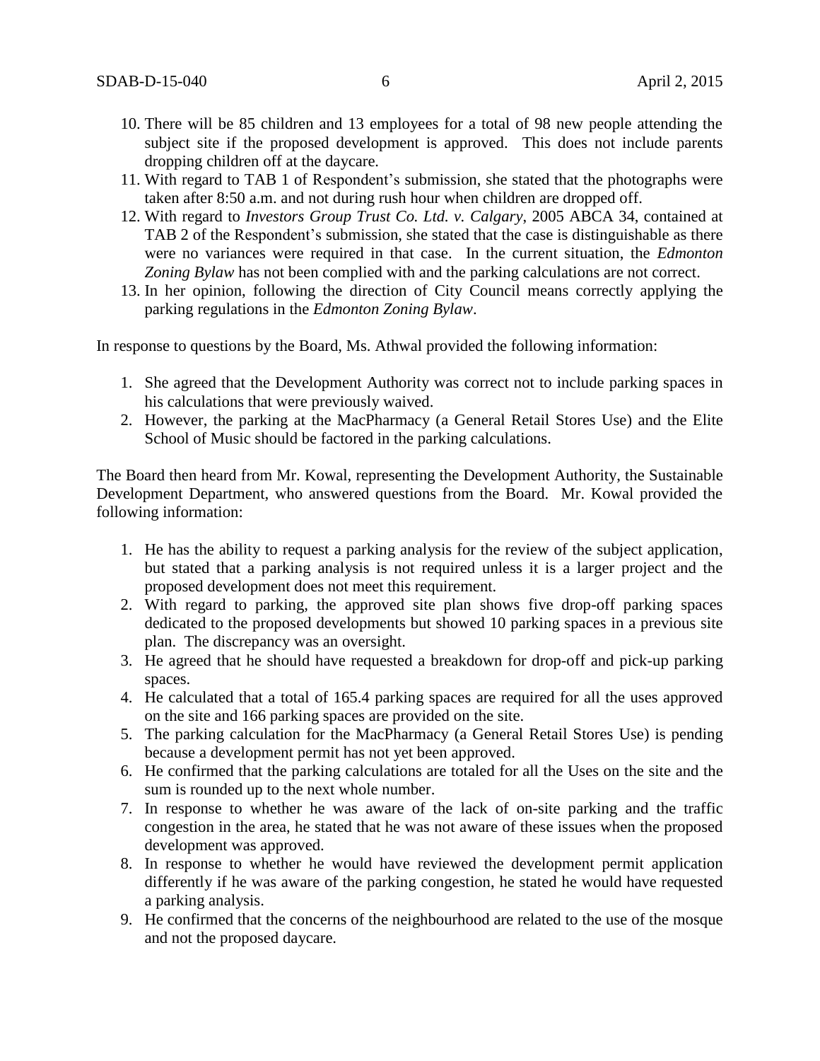10. There will be 85 children and 13 employees for a total of 98 new people attending the subject site if the proposed development is approved. This does not include parents dropping children off at the daycare.
11. With regard to TAB 1 of Respondent's submission, she stated that the photographs were taken after 8:50 a.m. and not during rush hour when children are dropped off.
12. With regard to *Investors Group Trust Co. Ltd. v. Calgary*, 2005 ABCA 34, contained at TAB 2 of the Respondent's submission, she stated that the case is distinguishable as there were no variances were required in that case. In the current situation, the *Edmonton Zoning Bylaw* has not been complied with and the parking calculations are not correct.
13. In her opinion, following the direction of City Council means correctly applying the parking regulations in the *Edmonton Zoning Bylaw*.

In response to questions by the Board, Ms. Athwal provided the following information:

1. She agreed that the Development Authority was correct not to include parking spaces in his calculations that were previously waived.
2. However, the parking at the MacPharmacy (a General Retail Stores Use) and the Elite School of Music should be factored in the parking calculations.

The Board then heard from Mr. Kowal, representing the Development Authority, the Sustainable Development Department, who answered questions from the Board. Mr. Kowal provided the following information:

1. He has the ability to request a parking analysis for the review of the subject application, but stated that a parking analysis is not required unless it is a larger project and the proposed development does not meet this requirement.
2. With regard to parking, the approved site plan shows five drop-off parking spaces dedicated to the proposed developments but showed 10 parking spaces in a previous site plan. The discrepancy was an oversight.
3. He agreed that he should have requested a breakdown for drop-off and pick-up parking spaces.
4. He calculated that a total of 165.4 parking spaces are required for all the uses approved on the site and 166 parking spaces are provided on the site.
5. The parking calculation for the MacPharmacy (a General Retail Stores Use) is pending because a development permit has not yet been approved.
6. He confirmed that the parking calculations are totaled for all the Uses on the site and the sum is rounded up to the next whole number.
7. In response to whether he was aware of the lack of on-site parking and the traffic congestion in the area, he stated that he was not aware of these issues when the proposed development was approved.
8. In response to whether he would have reviewed the development permit application differently if he was aware of the parking congestion, he stated he would have requested a parking analysis.
9. He confirmed that the concerns of the neighbourhood are related to the use of the mosque and not the proposed daycare.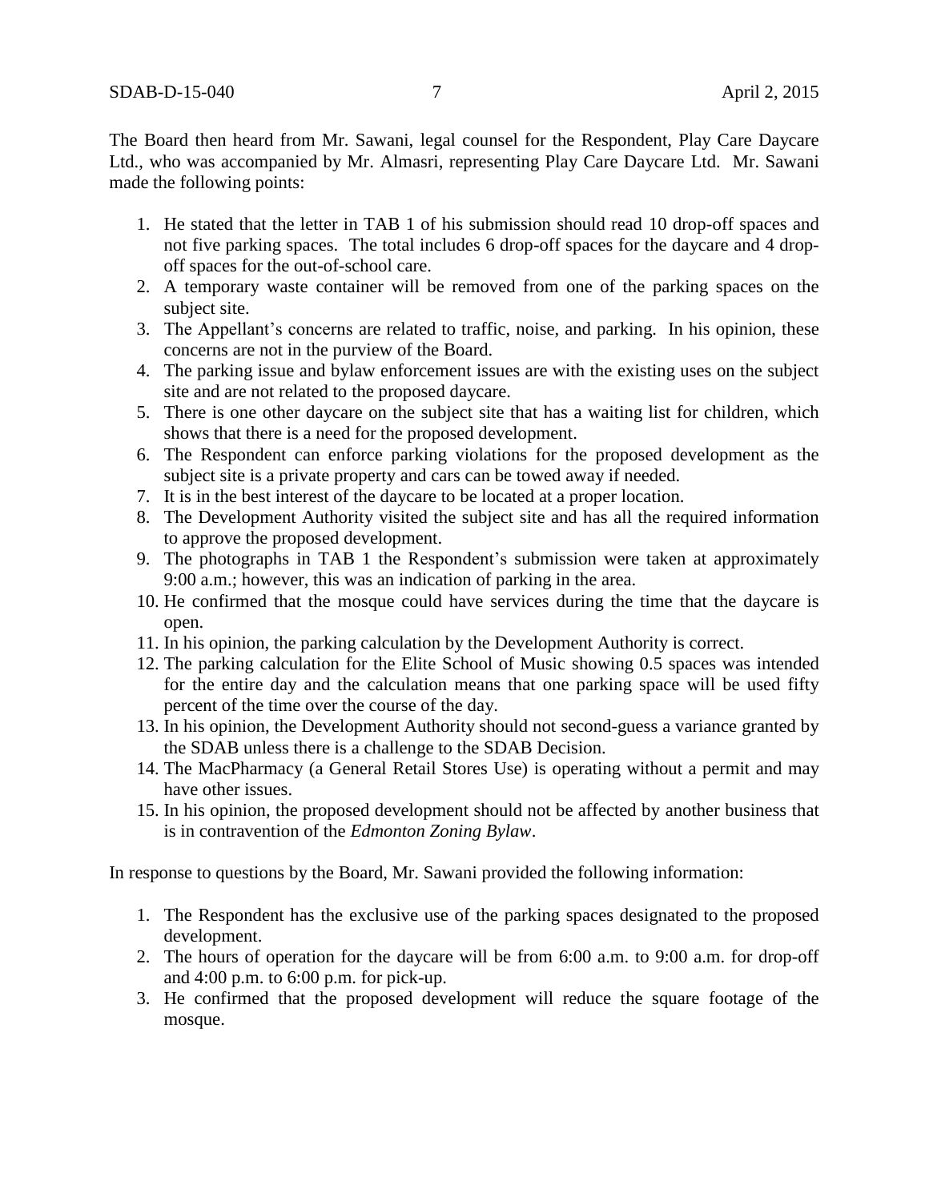The Board then heard from Mr. Sawani, legal counsel for the Respondent, Play Care Daycare Ltd., who was accompanied by Mr. Almasri, representing Play Care Daycare Ltd. Mr. Sawani made the following points:

1. He stated that the letter in TAB 1 of his submission should read 10 drop-off spaces and not five parking spaces. The total includes 6 drop-off spaces for the daycare and 4 drop-off spaces for the out-of-school care.
2. A temporary waste container will be removed from one of the parking spaces on the subject site.
3. The Appellant's concerns are related to traffic, noise, and parking. In his opinion, these concerns are not in the purview of the Board.
4. The parking issue and bylaw enforcement issues are with the existing uses on the subject site and are not related to the proposed daycare.
5. There is one other daycare on the subject site that has a waiting list for children, which shows that there is a need for the proposed development.
6. The Respondent can enforce parking violations for the proposed development as the subject site is a private property and cars can be towed away if needed.
7. It is in the best interest of the daycare to be located at a proper location.
8. The Development Authority visited the subject site and has all the required information to approve the proposed development.
9. The photographs in TAB 1 the Respondent's submission were taken at approximately 9:00 a.m.; however, this was an indication of parking in the area.
10. He confirmed that the mosque could have services during the time that the daycare is open.
11. In his opinion, the parking calculation by the Development Authority is correct.
12. The parking calculation for the Elite School of Music showing 0.5 spaces was intended for the entire day and the calculation means that one parking space will be used fifty percent of the time over the course of the day.
13. In his opinion, the Development Authority should not second-guess a variance granted by the SDAB unless there is a challenge to the SDAB Decision.
14. The MacPharmacy (a General Retail Stores Use) is operating without a permit and may have other issues.
15. In his opinion, the proposed development should not be affected by another business that is in contravention of the *Edmonton Zoning Bylaw*.

In response to questions by the Board, Mr. Sawani provided the following information:

1. The Respondent has the exclusive use of the parking spaces designated to the proposed development.
2. The hours of operation for the daycare will be from 6:00 a.m. to 9:00 a.m. for drop-off and 4:00 p.m. to 6:00 p.m. for pick-up.
3. He confirmed that the proposed development will reduce the square footage of the mosque.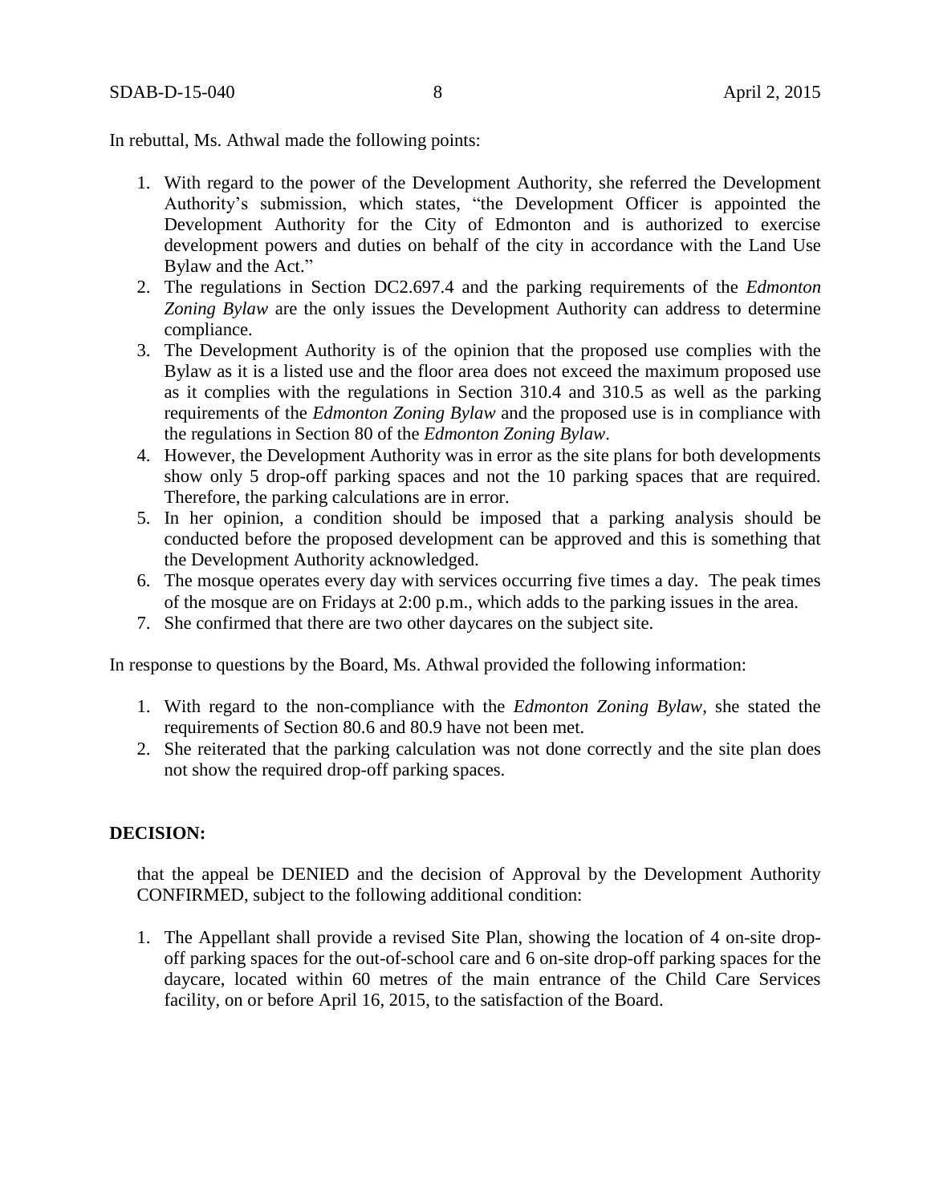In rebuttal, Ms. Athwal made the following points:

1. With regard to the power of the Development Authority, she referred the Development Authority's submission, which states, "the Development Officer is appointed the Development Authority for the City of Edmonton and is authorized to exercise development powers and duties on behalf of the city in accordance with the Land Use Bylaw and the Act."
2. The regulations in Section DC2.697.4 and the parking requirements of the *Edmonton Zoning Bylaw* are the only issues the Development Authority can address to determine compliance.
3. The Development Authority is of the opinion that the proposed use complies with the Bylaw as it is a listed use and the floor area does not exceed the maximum proposed use as it complies with the regulations in Section 310.4 and 310.5 as well as the parking requirements of the *Edmonton Zoning Bylaw* and the proposed use is in compliance with the regulations in Section 80 of the *Edmonton Zoning Bylaw*.
4. However, the Development Authority was in error as the site plans for both developments show only 5 drop-off parking spaces and not the 10 parking spaces that are required. Therefore, the parking calculations are in error.
5. In her opinion, a condition should be imposed that a parking analysis should be conducted before the proposed development can be approved and this is something that the Development Authority acknowledged.
6. The mosque operates every day with services occurring five times a day. The peak times of the mosque are on Fridays at 2:00 p.m., which adds to the parking issues in the area.
7. She confirmed that there are two other daycares on the subject site.

In response to questions by the Board, Ms. Athwal provided the following information:

1. With regard to the non-compliance with the *Edmonton Zoning Bylaw*, she stated the requirements of Section 80.6 and 80.9 have not been met.
2. She reiterated that the parking calculation was not done correctly and the site plan does not show the required drop-off parking spaces.

**DECISION:**

that the appeal be DENIED and the decision of Approval by the Development Authority CONFIRMED, subject to the following additional condition:

1. The Appellant shall provide a revised Site Plan, showing the location of 4 on-site drop-off parking spaces for the out-of-school care and 6 on-site drop-off parking spaces for the daycare, located within 60 metres of the main entrance of the Child Care Services facility, on or before April 16, 2015, to the satisfaction of the Board.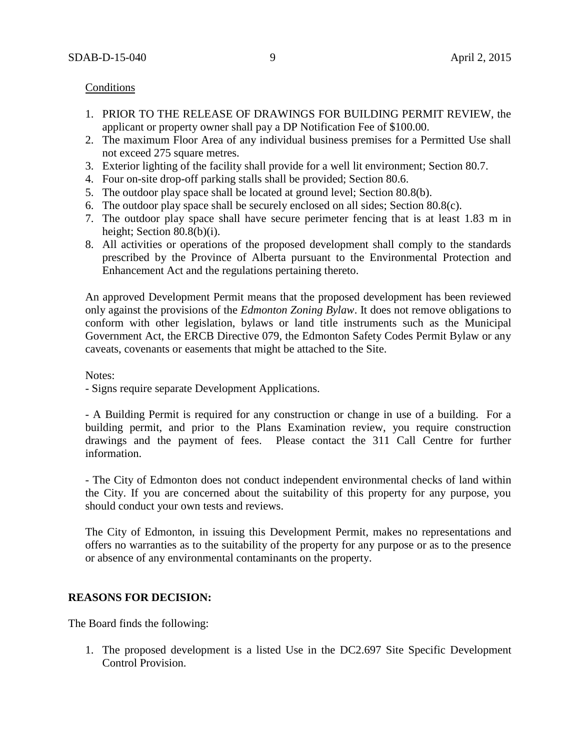Conditions

1. PRIOR TO THE RELEASE OF DRAWINGS FOR BUILDING PERMIT REVIEW, the applicant or property owner shall pay a DP Notification Fee of $100.00.
2. The maximum Floor Area of any individual business premises for a Permitted Use shall not exceed 275 square metres.
3. Exterior lighting of the facility shall provide for a well lit environment; Section 80.7.
4. Four on-site drop-off parking stalls shall be provided; Section 80.6.
5. The outdoor play space shall be located at ground level; Section 80.8(b).
6. The outdoor play space shall be securely enclosed on all sides; Section 80.8(c).
7. The outdoor play space shall have secure perimeter fencing that is at least 1.83 m in height; Section 80.8(b)(i).
8. All activities or operations of the proposed development shall comply to the standards prescribed by the Province of Alberta pursuant to the Environmental Protection and Enhancement Act and the regulations pertaining thereto.

An approved Development Permit means that the proposed development has been reviewed only against the provisions of the *Edmonton Zoning Bylaw*. It does not remove obligations to conform with other legislation, bylaws or land title instruments such as the Municipal Government Act, the ERCB Directive 079, the Edmonton Safety Codes Permit Bylaw or any caveats, covenants or easements that might be attached to the Site.

Notes:
- Signs require separate Development Applications.

- A Building Permit is required for any construction or change in use of a building. For a building permit, and prior to the Plans Examination review, you require construction drawings and the payment of fees. Please contact the 311 Call Centre for further information.

- The City of Edmonton does not conduct independent environmental checks of land within the City. If you are concerned about the suitability of this property for any purpose, you should conduct your own tests and reviews.

The City of Edmonton, in issuing this Development Permit, makes no representations and offers no warranties as to the suitability of the property for any purpose or as to the presence or absence of any environmental contaminants on the property.

**REASONS FOR DECISION:**

The Board finds the following:

1. The proposed development is a listed Use in the DC2.697 Site Specific Development Control Provision.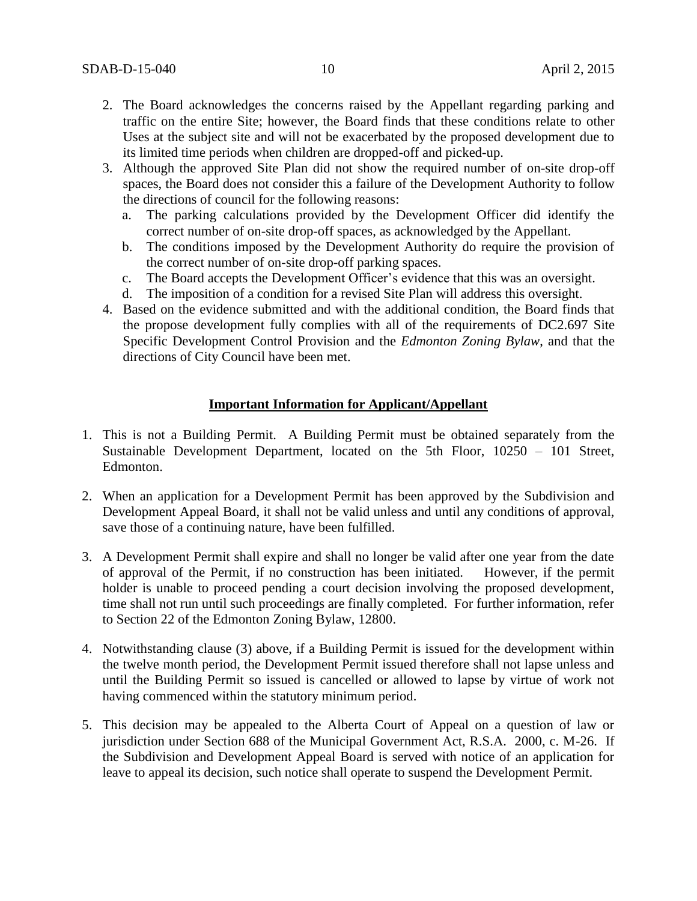2. The Board acknowledges the concerns raised by the Appellant regarding parking and traffic on the entire Site; however, the Board finds that these conditions relate to other Uses at the subject site and will not be exacerbated by the proposed development due to its limited time periods when children are dropped-off and picked-up.
3. Although the approved Site Plan did not show the required number of on-site drop-off spaces, the Board does not consider this a failure of the Development Authority to follow the directions of council for the following reasons:
   a. The parking calculations provided by the Development Officer did identify the correct number of on-site drop-off spaces, as acknowledged by the Appellant.
   b. The conditions imposed by the Development Authority do require the provision of the correct number of on-site drop-off parking spaces.
   c. The Board accepts the Development Officer's evidence that this was an oversight.
   d. The imposition of a condition for a revised Site Plan will address this oversight.
4. Based on the evidence submitted and with the additional condition, the Board finds that the propose development fully complies with all of the requirements of DC2.697 Site Specific Development Control Provision and the *Edmonton Zoning Bylaw*, and that the directions of City Council have been met.

**Important Information for Applicant/Appellant**

1. This is not a Building Permit. A Building Permit must be obtained separately from the Sustainable Development Department, located on the 5th Floor, 10250 – 101 Street, Edmonton.

2. When an application for a Development Permit has been approved by the Subdivision and Development Appeal Board, it shall not be valid unless and until any conditions of approval, save those of a continuing nature, have been fulfilled.

3. A Development Permit shall expire and shall no longer be valid after one year from the date of approval of the Permit, if no construction has been initiated. However, if the permit holder is unable to proceed pending a court decision involving the proposed development, time shall not run until such proceedings are finally completed. For further information, refer to Section 22 of the Edmonton Zoning Bylaw, 12800.

4. Notwithstanding clause (3) above, if a Building Permit is issued for the development within the twelve month period, the Development Permit issued therefore shall not lapse unless and until the Building Permit so issued is cancelled or allowed to lapse by virtue of work not having commenced within the statutory minimum period.

5. This decision may be appealed to the Alberta Court of Appeal on a question of law or jurisdiction under Section 688 of the Municipal Government Act, R.S.A. 2000, c. M-26. If the Subdivision and Development Appeal Board is served with notice of an application for leave to appeal its decision, such notice shall operate to suspend the Development Permit.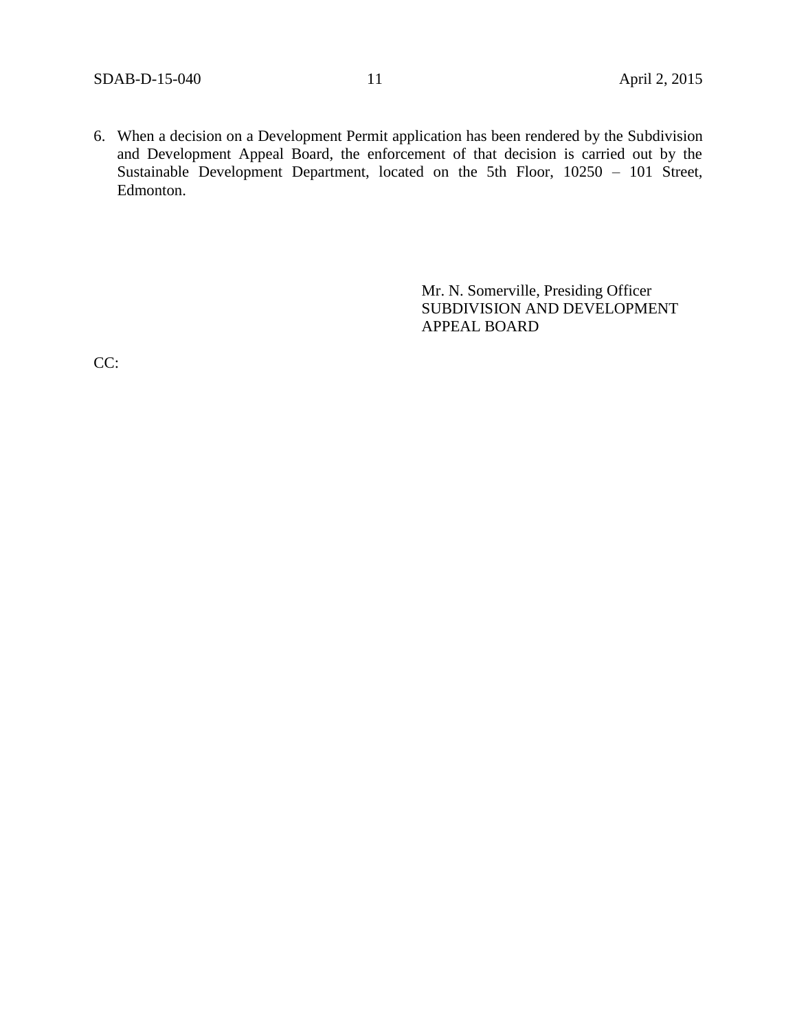6. When a decision on a Development Permit application has been rendered by the Subdivision and Development Appeal Board, the enforcement of that decision is carried out by the Sustainable Development Department, located on the 5th Floor, 10250 – 101 Street, Edmonton.

Mr. N. Somerville, Presiding Officer
SUBDIVISION AND DEVELOPMENT APPEAL BOARD

CC: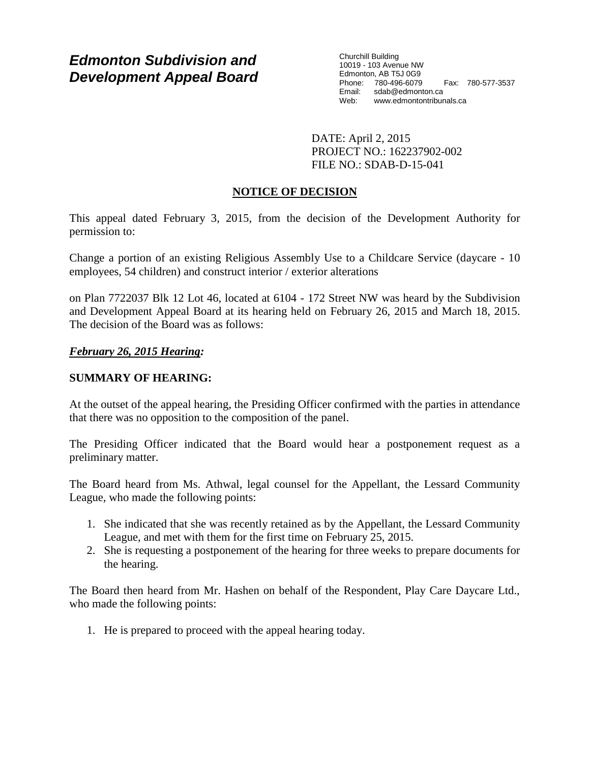# Edmonton Subdivision and Development Appeal Board

Churchill Building
10019 - 103 Avenue NW
Edmonton, AB T5J 0G9
Phone: 780-496-6079 Fax: 780-577-3537
Email: sdab@edmonton.ca
Web: www.edmontontribunals.ca

DATE: April 2, 2015
PROJECT NO.: 162237902-002
FILE NO.: SDAB-D-15-041

## NOTICE OF DECISION

This appeal dated February 3, 2015, from the decision of the Development Authority for permission to:

Change a portion of an existing Religious Assembly Use to a Childcare Service (daycare - 10 employees, 54 children) and construct interior / exterior alterations

on Plan 7722037 Blk 12 Lot 46, located at 6104 - 172 Street NW was heard by the Subdivision and Development Appeal Board at its hearing held on February 26, 2015 and March 18, 2015. The decision of the Board was as follows:

***February 26, 2015 Hearing:***

**SUMMARY OF HEARING:**

At the outset of the appeal hearing, the Presiding Officer confirmed with the parties in attendance that there was no opposition to the composition of the panel.

The Presiding Officer indicated that the Board would hear a postponement request as a preliminary matter.

The Board heard from Ms. Athwal, legal counsel for the Appellant, the Lessard Community League, who made the following points:

1. She indicated that she was recently retained as by the Appellant, the Lessard Community League, and met with them for the first time on February 25, 2015.
2. She is requesting a postponement of the hearing for three weeks to prepare documents for the hearing.

The Board then heard from Mr. Hashen on behalf of the Respondent, Play Care Daycare Ltd., who made the following points:

1. He is prepared to proceed with the appeal hearing today.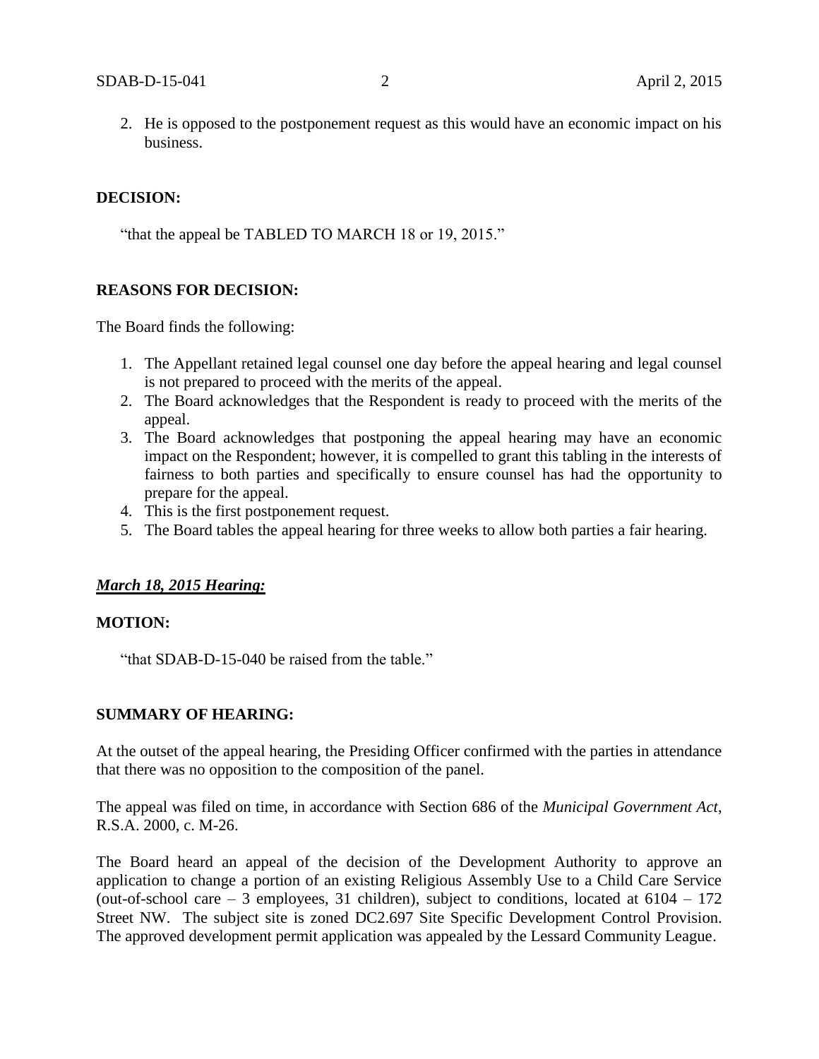2. He is opposed to the postponement request as this would have an economic impact on his business.

**DECISION:**

"that the appeal be TABLED TO MARCH 18 or 19, 2015."

**REASONS FOR DECISION:**

The Board finds the following:

1. The Appellant retained legal counsel one day before the appeal hearing and legal counsel is not prepared to proceed with the merits of the appeal.
2. The Board acknowledges that the Respondent is ready to proceed with the merits of the appeal.
3. The Board acknowledges that postponing the appeal hearing may have an economic impact on the Respondent; however, it is compelled to grant this tabling in the interests of fairness to both parties and specifically to ensure counsel has had the opportunity to prepare for the appeal.
4. This is the first postponement request.
5. The Board tables the appeal hearing for three weeks to allow both parties a fair hearing.

***March 18, 2015 Hearing:***

**MOTION:**

"that SDAB-D-15-040 be raised from the table."

**SUMMARY OF HEARING:**

At the outset of the appeal hearing, the Presiding Officer confirmed with the parties in attendance that there was no opposition to the composition of the panel.

The appeal was filed on time, in accordance with Section 686 of the *Municipal Government Act*, R.S.A. 2000, c. M-26.

The Board heard an appeal of the decision of the Development Authority to approve an application to change a portion of an existing Religious Assembly Use to a Child Care Service (out-of-school care – 3 employees, 31 children), subject to conditions, located at 6104 – 172 Street NW. The subject site is zoned DC2.697 Site Specific Development Control Provision. The approved development permit application was appealed by the Lessard Community League.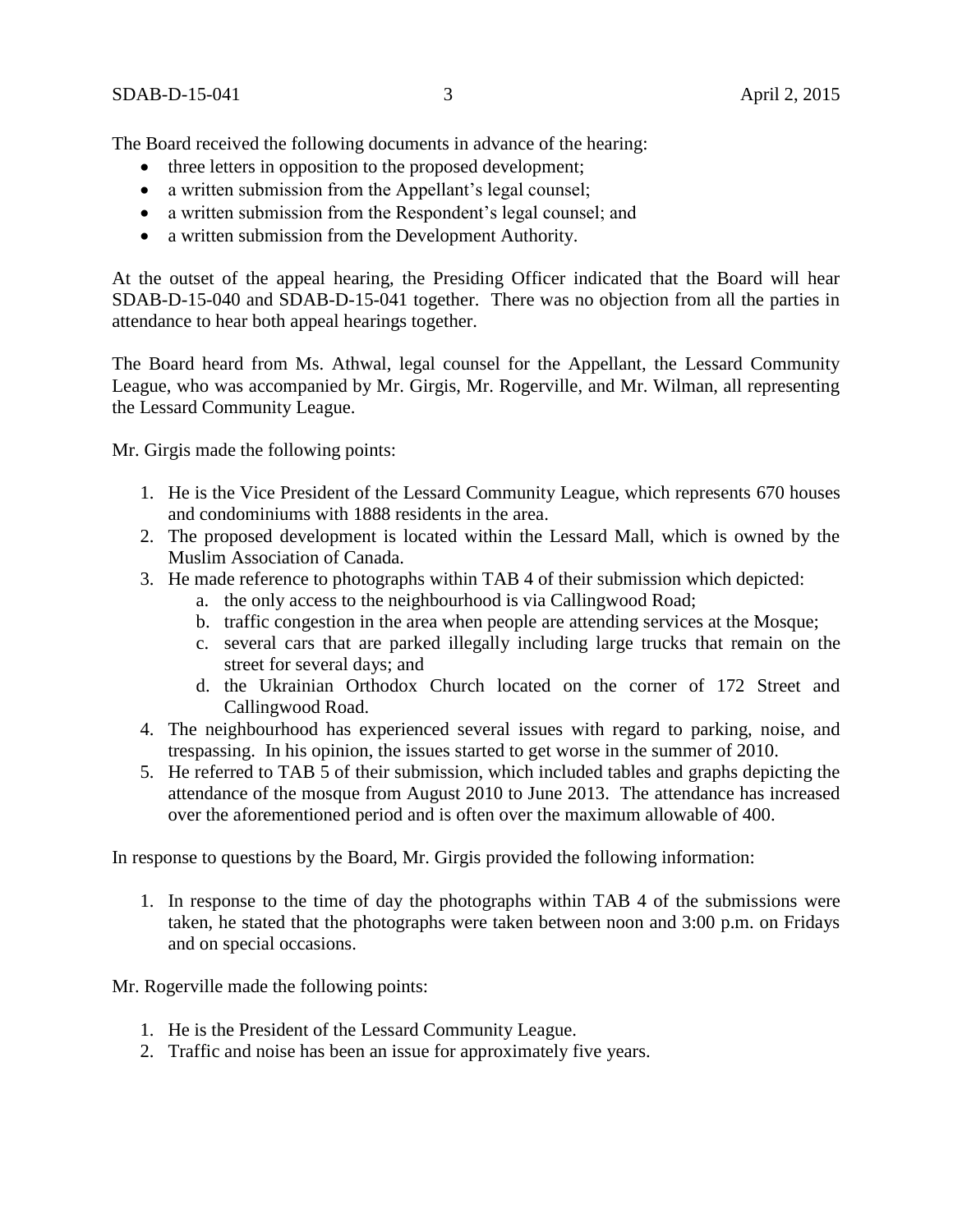The Board received the following documents in advance of the hearing:

- three letters in opposition to the proposed development;
- a written submission from the Appellant's legal counsel;
- a written submission from the Respondent's legal counsel; and
- a written submission from the Development Authority.

At the outset of the appeal hearing, the Presiding Officer indicated that the Board will hear SDAB-D-15-040 and SDAB-D-15-041 together. There was no objection from all the parties in attendance to hear both appeal hearings together.

The Board heard from Ms. Athwal, legal counsel for the Appellant, the Lessard Community League, who was accompanied by Mr. Girgis, Mr. Rogerville, and Mr. Wilman, all representing the Lessard Community League.

Mr. Girgis made the following points:

1. He is the Vice President of the Lessard Community League, which represents 670 houses and condominiums with 1888 residents in the area.
2. The proposed development is located within the Lessard Mall, which is owned by the Muslim Association of Canada.
3. He made reference to photographs within TAB 4 of their submission which depicted:
   a. the only access to the neighbourhood is via Callingwood Road;
   b. traffic congestion in the area when people are attending services at the Mosque;
   c. several cars that are parked illegally including large trucks that remain on the street for several days; and
   d. the Ukrainian Orthodox Church located on the corner of 172 Street and Callingwood Road.
4. The neighbourhood has experienced several issues with regard to parking, noise, and trespassing. In his opinion, the issues started to get worse in the summer of 2010.
5. He referred to TAB 5 of their submission, which included tables and graphs depicting the attendance of the mosque from August 2010 to June 2013. The attendance has increased over the aforementioned period and is often over the maximum allowable of 400.

In response to questions by the Board, Mr. Girgis provided the following information:

1. In response to the time of day the photographs within TAB 4 of the submissions were taken, he stated that the photographs were taken between noon and 3:00 p.m. on Fridays and on special occasions.

Mr. Rogerville made the following points:

1. He is the President of the Lessard Community League.
2. Traffic and noise has been an issue for approximately five years.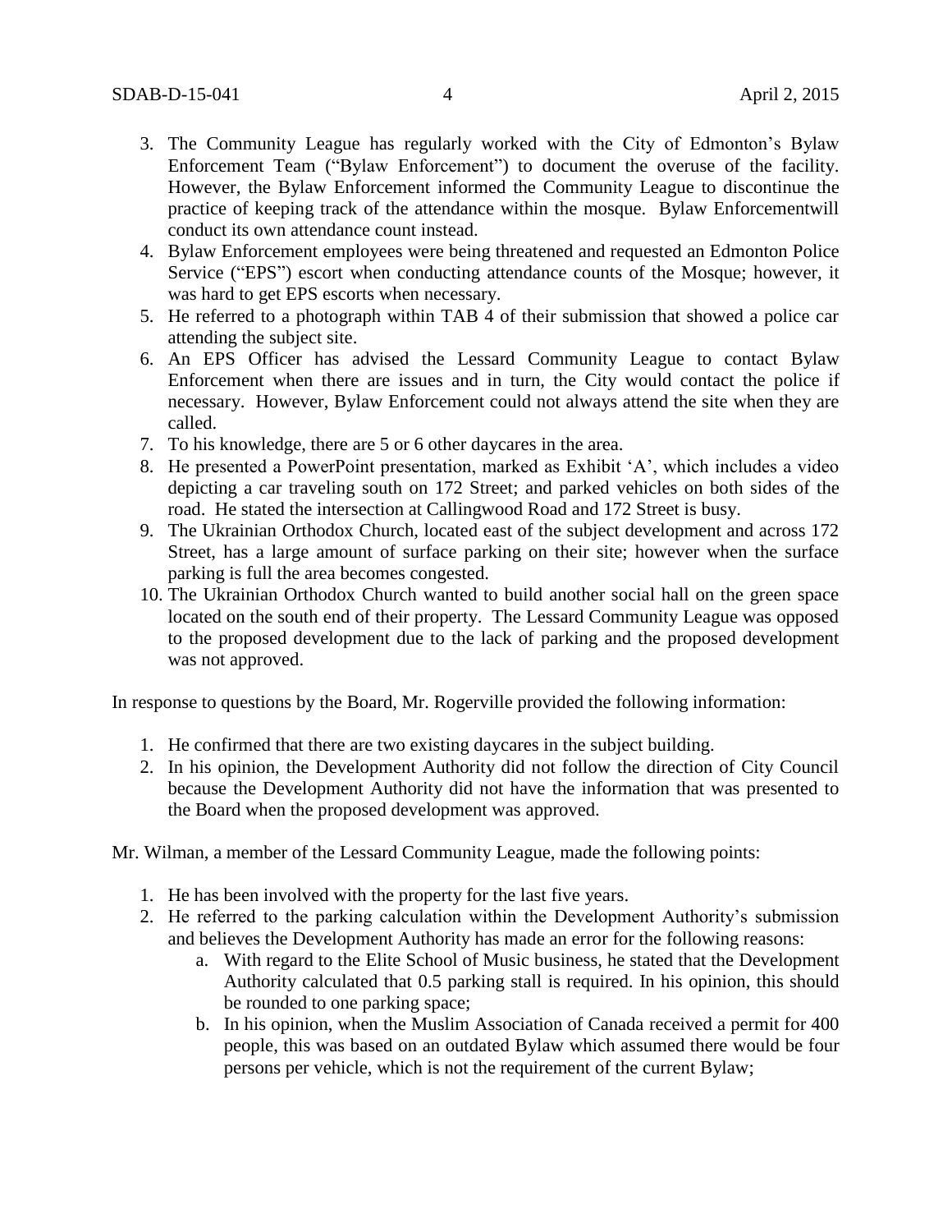3. The Community League has regularly worked with the City of Edmonton's Bylaw Enforcement Team ("Bylaw Enforcement") to document the overuse of the facility. However, the Bylaw Enforcement informed the Community League to discontinue the practice of keeping track of the attendance within the mosque. Bylaw Enforcementwill conduct its own attendance count instead.
4. Bylaw Enforcement employees were being threatened and requested an Edmonton Police Service ("EPS") escort when conducting attendance counts of the Mosque; however, it was hard to get EPS escorts when necessary.
5. He referred to a photograph within TAB 4 of their submission that showed a police car attending the subject site.
6. An EPS Officer has advised the Lessard Community League to contact Bylaw Enforcement when there are issues and in turn, the City would contact the police if necessary. However, Bylaw Enforcement could not always attend the site when they are called.
7. To his knowledge, there are 5 or 6 other daycares in the area.
8. He presented a PowerPoint presentation, marked as Exhibit 'A', which includes a video depicting a car traveling south on 172 Street; and parked vehicles on both sides of the road. He stated the intersection at Callingwood Road and 172 Street is busy.
9. The Ukrainian Orthodox Church, located east of the subject development and across 172 Street, has a large amount of surface parking on their site; however when the surface parking is full the area becomes congested.
10. The Ukrainian Orthodox Church wanted to build another social hall on the green space located on the south end of their property. The Lessard Community League was opposed to the proposed development due to the lack of parking and the proposed development was not approved.

In response to questions by the Board, Mr. Rogerville provided the following information:

1. He confirmed that there are two existing daycares in the subject building.
2. In his opinion, the Development Authority did not follow the direction of City Council because the Development Authority did not have the information that was presented to the Board when the proposed development was approved.

Mr. Wilman, a member of the Lessard Community League, made the following points:

1. He has been involved with the property for the last five years.
2. He referred to the parking calculation within the Development Authority's submission and believes the Development Authority has made an error for the following reasons:
    a. With regard to the Elite School of Music business, he stated that the Development Authority calculated that 0.5 parking stall is required. In his opinion, this should be rounded to one parking space;
    b. In his opinion, when the Muslim Association of Canada received a permit for 400 people, this was based on an outdated Bylaw which assumed there would be four persons per vehicle, which is not the requirement of the current Bylaw;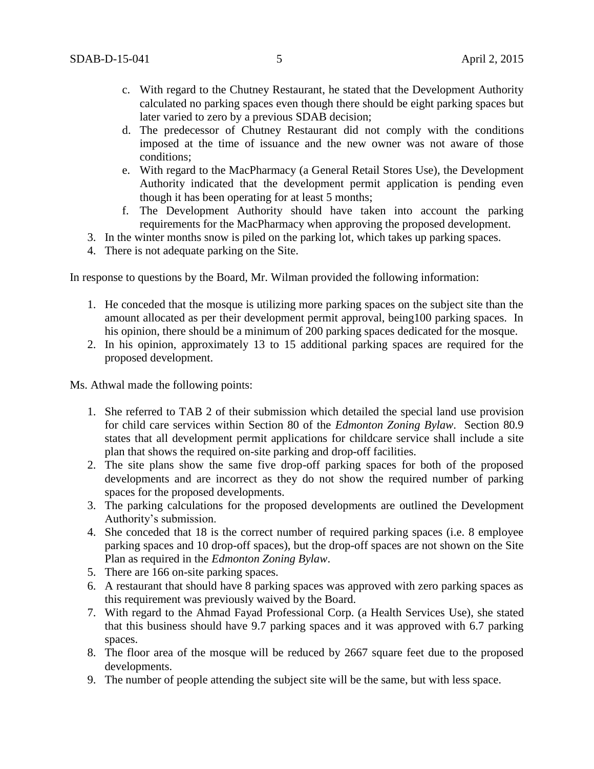c. With regard to the Chutney Restaurant, he stated that the Development Authority calculated no parking spaces even though there should be eight parking spaces but later varied to zero by a previous SDAB decision;
   d. The predecessor of Chutney Restaurant did not comply with the conditions imposed at the time of issuance and the new owner was not aware of those conditions;
   e. With regard to the MacPharmacy (a General Retail Stores Use), the Development Authority indicated that the development permit application is pending even though it has been operating for at least 5 months;
   f. The Development Authority should have taken into account the parking requirements for the MacPharmacy when approving the proposed development.
3. In the winter months snow is piled on the parking lot, which takes up parking spaces.
4. There is not adequate parking on the Site.

In response to questions by the Board, Mr. Wilman provided the following information:

1. He conceded that the mosque is utilizing more parking spaces on the subject site than the amount allocated as per their development permit approval, being100 parking spaces. In his opinion, there should be a minimum of 200 parking spaces dedicated for the mosque.
2. In his opinion, approximately 13 to 15 additional parking spaces are required for the proposed development.

Ms. Athwal made the following points:

1. She referred to TAB 2 of their submission which detailed the special land use provision for child care services within Section 80 of the *Edmonton Zoning Bylaw*. Section 80.9 states that all development permit applications for childcare service shall include a site plan that shows the required on-site parking and drop-off facilities.
2. The site plans show the same five drop-off parking spaces for both of the proposed developments and are incorrect as they do not show the required number of parking spaces for the proposed developments.
3. The parking calculations for the proposed developments are outlined the Development Authority's submission.
4. She conceded that 18 is the correct number of required parking spaces (i.e. 8 employee parking spaces and 10 drop-off spaces), but the drop-off spaces are not shown on the Site Plan as required in the *Edmonton Zoning Bylaw*.
5. There are 166 on-site parking spaces.
6. A restaurant that should have 8 parking spaces was approved with zero parking spaces as this requirement was previously waived by the Board.
7. With regard to the Ahmad Fayad Professional Corp. (a Health Services Use), she stated that this business should have 9.7 parking spaces and it was approved with 6.7 parking spaces.
8. The floor area of the mosque will be reduced by 2667 square feet due to the proposed developments.
9. The number of people attending the subject site will be the same, but with less space.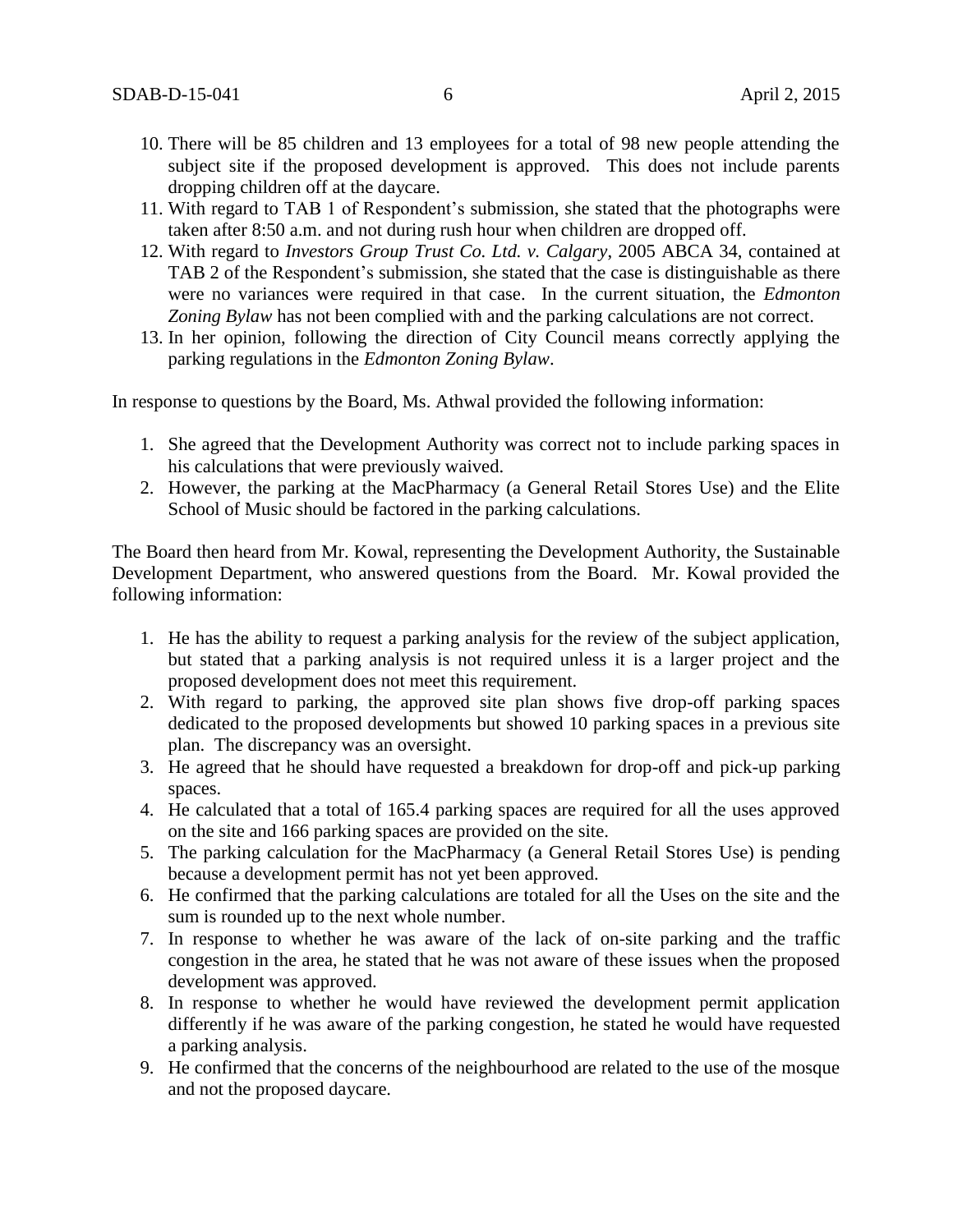10. There will be 85 children and 13 employees for a total of 98 new people attending the subject site if the proposed development is approved. This does not include parents dropping children off at the daycare.
11. With regard to TAB 1 of Respondent's submission, she stated that the photographs were taken after 8:50 a.m. and not during rush hour when children are dropped off.
12. With regard to *Investors Group Trust Co. Ltd. v. Calgary*, 2005 ABCA 34, contained at TAB 2 of the Respondent's submission, she stated that the case is distinguishable as there were no variances were required in that case. In the current situation, the *Edmonton Zoning Bylaw* has not been complied with and the parking calculations are not correct.
13. In her opinion, following the direction of City Council means correctly applying the parking regulations in the *Edmonton Zoning Bylaw*.

In response to questions by the Board, Ms. Athwal provided the following information:

1. She agreed that the Development Authority was correct not to include parking spaces in his calculations that were previously waived.
2. However, the parking at the MacPharmacy (a General Retail Stores Use) and the Elite School of Music should be factored in the parking calculations.

The Board then heard from Mr. Kowal, representing the Development Authority, the Sustainable Development Department, who answered questions from the Board. Mr. Kowal provided the following information:

1. He has the ability to request a parking analysis for the review of the subject application, but stated that a parking analysis is not required unless it is a larger project and the proposed development does not meet this requirement.
2. With regard to parking, the approved site plan shows five drop-off parking spaces dedicated to the proposed developments but showed 10 parking spaces in a previous site plan. The discrepancy was an oversight.
3. He agreed that he should have requested a breakdown for drop-off and pick-up parking spaces.
4. He calculated that a total of 165.4 parking spaces are required for all the uses approved on the site and 166 parking spaces are provided on the site.
5. The parking calculation for the MacPharmacy (a General Retail Stores Use) is pending because a development permit has not yet been approved.
6. He confirmed that the parking calculations are totaled for all the Uses on the site and the sum is rounded up to the next whole number.
7. In response to whether he was aware of the lack of on-site parking and the traffic congestion in the area, he stated that he was not aware of these issues when the proposed development was approved.
8. In response to whether he would have reviewed the development permit application differently if he was aware of the parking congestion, he stated he would have requested a parking analysis.
9. He confirmed that the concerns of the neighbourhood are related to the use of the mosque and not the proposed daycare.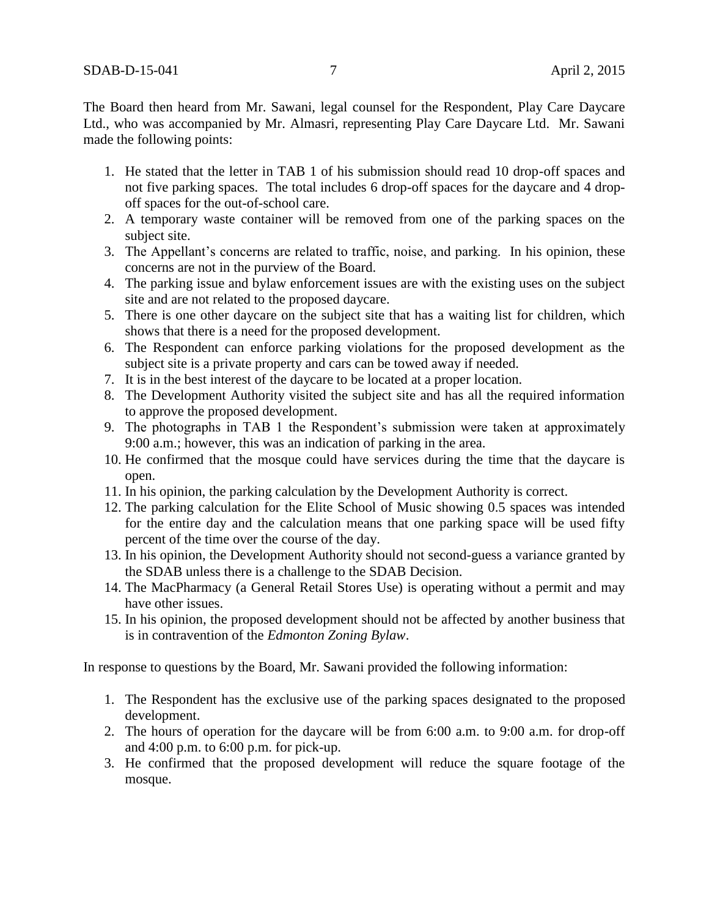The Board then heard from Mr. Sawani, legal counsel for the Respondent, Play Care Daycare Ltd., who was accompanied by Mr. Almasri, representing Play Care Daycare Ltd. Mr. Sawani made the following points:

1. He stated that the letter in TAB 1 of his submission should read 10 drop-off spaces and not five parking spaces. The total includes 6 drop-off spaces for the daycare and 4 drop-off spaces for the out-of-school care.
2. A temporary waste container will be removed from one of the parking spaces on the subject site.
3. The Appellant's concerns are related to traffic, noise, and parking. In his opinion, these concerns are not in the purview of the Board.
4. The parking issue and bylaw enforcement issues are with the existing uses on the subject site and are not related to the proposed daycare.
5. There is one other daycare on the subject site that has a waiting list for children, which shows that there is a need for the proposed development.
6. The Respondent can enforce parking violations for the proposed development as the subject site is a private property and cars can be towed away if needed.
7. It is in the best interest of the daycare to be located at a proper location.
8. The Development Authority visited the subject site and has all the required information to approve the proposed development.
9. The photographs in TAB 1 the Respondent's submission were taken at approximately 9:00 a.m.; however, this was an indication of parking in the area.
10. He confirmed that the mosque could have services during the time that the daycare is open.
11. In his opinion, the parking calculation by the Development Authority is correct.
12. The parking calculation for the Elite School of Music showing 0.5 spaces was intended for the entire day and the calculation means that one parking space will be used fifty percent of the time over the course of the day.
13. In his opinion, the Development Authority should not second-guess a variance granted by the SDAB unless there is a challenge to the SDAB Decision.
14. The MacPharmacy (a General Retail Stores Use) is operating without a permit and may have other issues.
15. In his opinion, the proposed development should not be affected by another business that is in contravention of the *Edmonton Zoning Bylaw*.

In response to questions by the Board, Mr. Sawani provided the following information:

1. The Respondent has the exclusive use of the parking spaces designated to the proposed development.
2. The hours of operation for the daycare will be from 6:00 a.m. to 9:00 a.m. for drop-off and 4:00 p.m. to 6:00 p.m. for pick-up.
3. He confirmed that the proposed development will reduce the square footage of the mosque.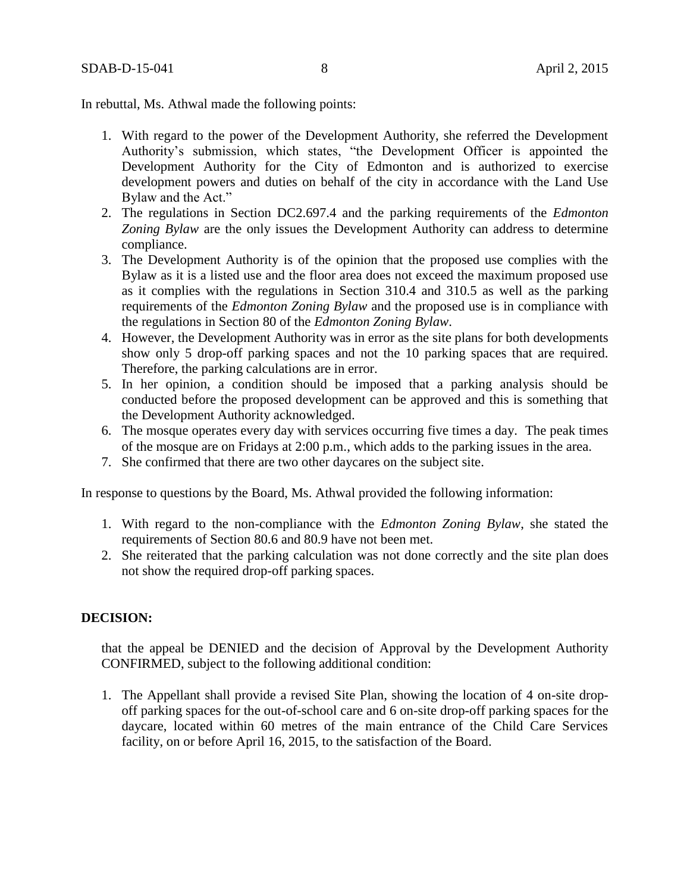In rebuttal, Ms. Athwal made the following points:

1. With regard to the power of the Development Authority, she referred the Development Authority's submission, which states, "the Development Officer is appointed the Development Authority for the City of Edmonton and is authorized to exercise development powers and duties on behalf of the city in accordance with the Land Use Bylaw and the Act."
2. The regulations in Section DC2.697.4 and the parking requirements of the *Edmonton Zoning Bylaw* are the only issues the Development Authority can address to determine compliance.
3. The Development Authority is of the opinion that the proposed use complies with the Bylaw as it is a listed use and the floor area does not exceed the maximum proposed use as it complies with the regulations in Section 310.4 and 310.5 as well as the parking requirements of the *Edmonton Zoning Bylaw* and the proposed use is in compliance with the regulations in Section 80 of the *Edmonton Zoning Bylaw*.
4. However, the Development Authority was in error as the site plans for both developments show only 5 drop-off parking spaces and not the 10 parking spaces that are required. Therefore, the parking calculations are in error.
5. In her opinion, a condition should be imposed that a parking analysis should be conducted before the proposed development can be approved and this is something that the Development Authority acknowledged.
6. The mosque operates every day with services occurring five times a day. The peak times of the mosque are on Fridays at 2:00 p.m., which adds to the parking issues in the area.
7. She confirmed that there are two other daycares on the subject site.

In response to questions by the Board, Ms. Athwal provided the following information:

1. With regard to the non-compliance with the *Edmonton Zoning Bylaw*, she stated the requirements of Section 80.6 and 80.9 have not been met.
2. She reiterated that the parking calculation was not done correctly and the site plan does not show the required drop-off parking spaces.

**DECISION:**

that the appeal be DENIED and the decision of Approval by the Development Authority CONFIRMED, subject to the following additional condition:

1. The Appellant shall provide a revised Site Plan, showing the location of 4 on-site drop-off parking spaces for the out-of-school care and 6 on-site drop-off parking spaces for the daycare, located within 60 metres of the main entrance of the Child Care Services facility, on or before April 16, 2015, to the satisfaction of the Board.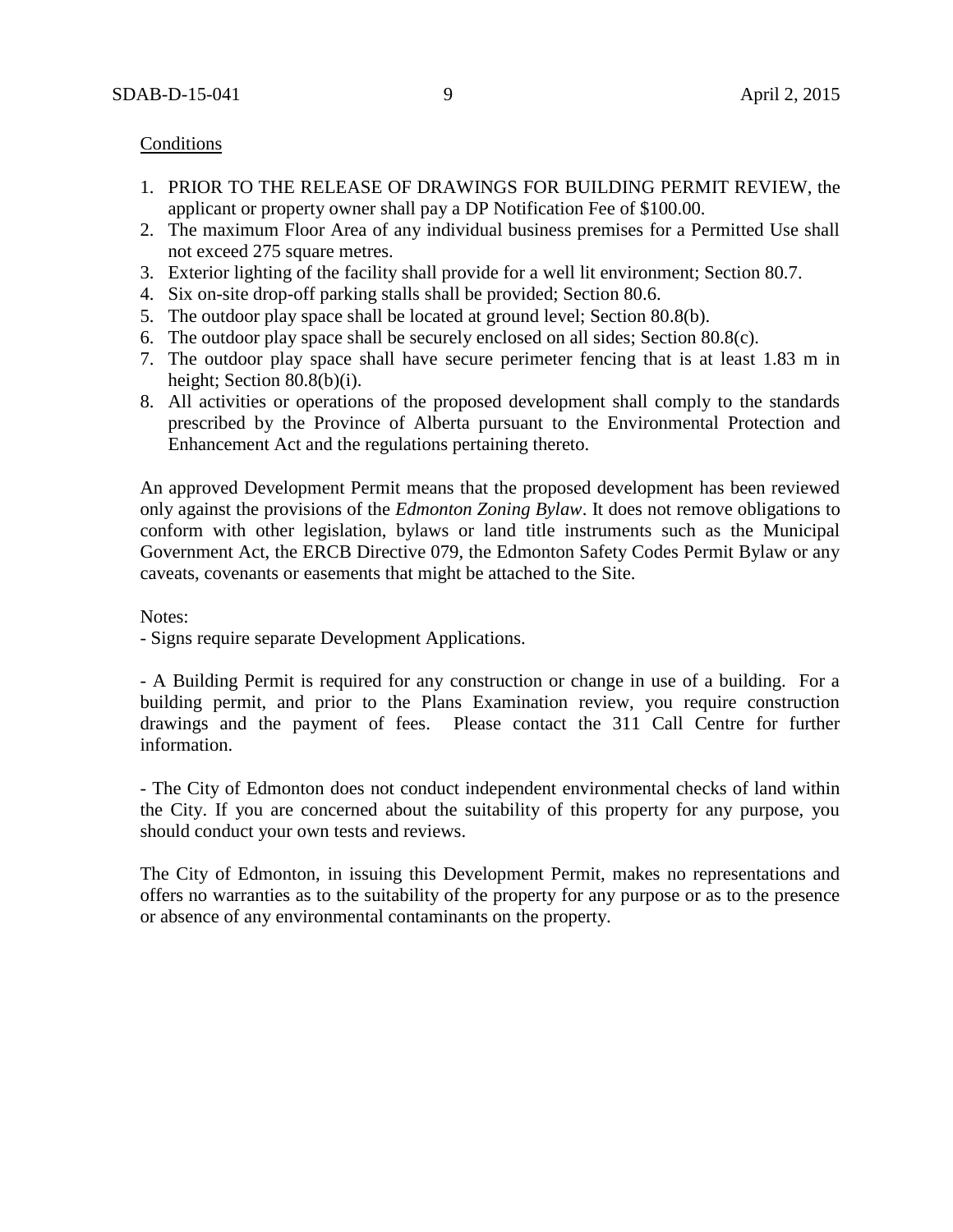Conditions

1. PRIOR TO THE RELEASE OF DRAWINGS FOR BUILDING PERMIT REVIEW, the applicant or property owner shall pay a DP Notification Fee of $100.00.
2. The maximum Floor Area of any individual business premises for a Permitted Use shall not exceed 275 square metres.
3. Exterior lighting of the facility shall provide for a well lit environment; Section 80.7.
4. Six on-site drop-off parking stalls shall be provided; Section 80.6.
5. The outdoor play space shall be located at ground level; Section 80.8(b).
6. The outdoor play space shall be securely enclosed on all sides; Section 80.8(c).
7. The outdoor play space shall have secure perimeter fencing that is at least 1.83 m in height; Section 80.8(b)(i).
8. All activities or operations of the proposed development shall comply to the standards prescribed by the Province of Alberta pursuant to the Environmental Protection and Enhancement Act and the regulations pertaining thereto.

An approved Development Permit means that the proposed development has been reviewed only against the provisions of the *Edmonton Zoning Bylaw*. It does not remove obligations to conform with other legislation, bylaws or land title instruments such as the Municipal Government Act, the ERCB Directive 079, the Edmonton Safety Codes Permit Bylaw or any caveats, covenants or easements that might be attached to the Site.

Notes:
- Signs require separate Development Applications.

- A Building Permit is required for any construction or change in use of a building. For a building permit, and prior to the Plans Examination review, you require construction drawings and the payment of fees. Please contact the 311 Call Centre for further information.

- The City of Edmonton does not conduct independent environmental checks of land within the City. If you are concerned about the suitability of this property for any purpose, you should conduct your own tests and reviews.

The City of Edmonton, in issuing this Development Permit, makes no representations and offers no warranties as to the suitability of the property for any purpose or as to the presence or absence of any environmental contaminants on the property.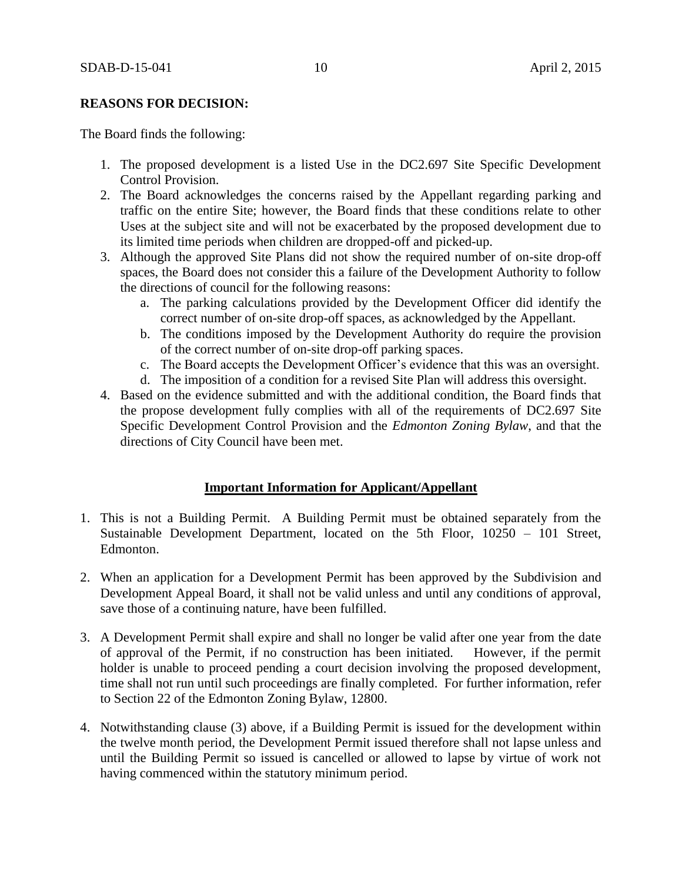**REASONS FOR DECISION:**

The Board finds the following:

1. The proposed development is a listed Use in the DC2.697 Site Specific Development Control Provision.
2. The Board acknowledges the concerns raised by the Appellant regarding parking and traffic on the entire Site; however, the Board finds that these conditions relate to other Uses at the subject site and will not be exacerbated by the proposed development due to its limited time periods when children are dropped-off and picked-up.
3. Although the approved Site Plans did not show the required number of on-site drop-off spaces, the Board does not consider this a failure of the Development Authority to follow the directions of council for the following reasons:
   a. The parking calculations provided by the Development Officer did identify the correct number of on-site drop-off spaces, as acknowledged by the Appellant.
   b. The conditions imposed by the Development Authority do require the provision of the correct number of on-site drop-off parking spaces.
   c. The Board accepts the Development Officer's evidence that this was an oversight.
   d. The imposition of a condition for a revised Site Plan will address this oversight.
4. Based on the evidence submitted and with the additional condition, the Board finds that the propose development fully complies with all of the requirements of DC2.697 Site Specific Development Control Provision and the *Edmonton Zoning Bylaw*, and that the directions of City Council have been met.

**Important Information for Applicant/Appellant**

1. This is not a Building Permit. A Building Permit must be obtained separately from the Sustainable Development Department, located on the 5th Floor, 10250 – 101 Street, Edmonton.

2. When an application for a Development Permit has been approved by the Subdivision and Development Appeal Board, it shall not be valid unless and until any conditions of approval, save those of a continuing nature, have been fulfilled.

3. A Development Permit shall expire and shall no longer be valid after one year from the date of approval of the Permit, if no construction has been initiated. However, if the permit holder is unable to proceed pending a court decision involving the proposed development, time shall not run until such proceedings are finally completed. For further information, refer to Section 22 of the Edmonton Zoning Bylaw, 12800.

4. Notwithstanding clause (3) above, if a Building Permit is issued for the development within the twelve month period, the Development Permit issued therefore shall not lapse unless and until the Building Permit so issued is cancelled or allowed to lapse by virtue of work not having commenced within the statutory minimum period.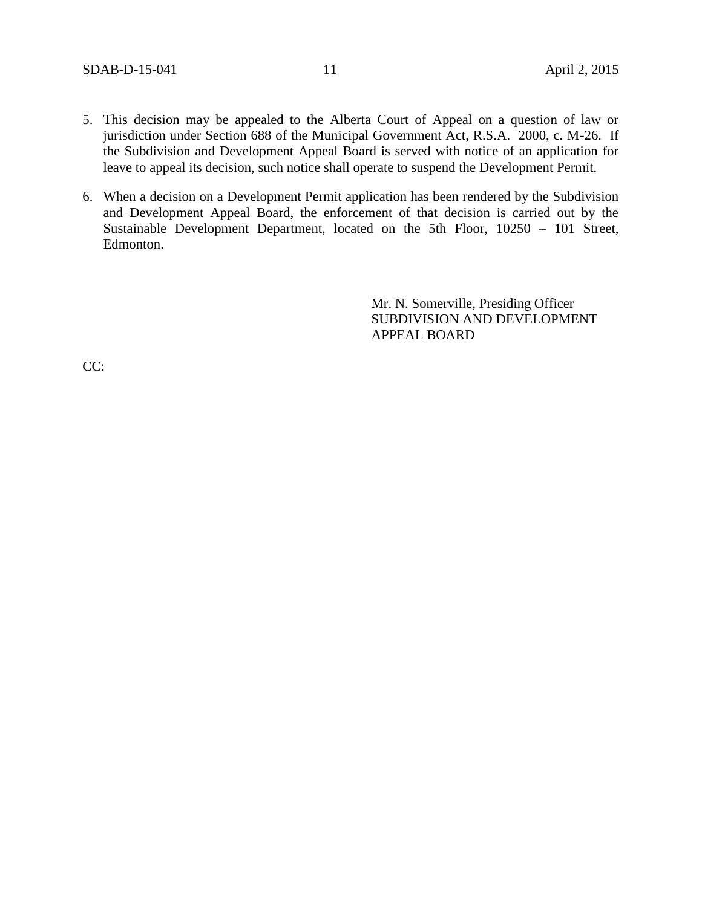5. This decision may be appealed to the Alberta Court of Appeal on a question of law or jurisdiction under Section 688 of the Municipal Government Act, R.S.A. 2000, c. M-26. If the Subdivision and Development Appeal Board is served with notice of an application for leave to appeal its decision, such notice shall operate to suspend the Development Permit.

6. When a decision on a Development Permit application has been rendered by the Subdivision and Development Appeal Board, the enforcement of that decision is carried out by the Sustainable Development Department, located on the 5th Floor, 10250 – 101 Street, Edmonton.

Mr. N. Somerville, Presiding Officer
SUBDIVISION AND DEVELOPMENT APPEAL BOARD

CC: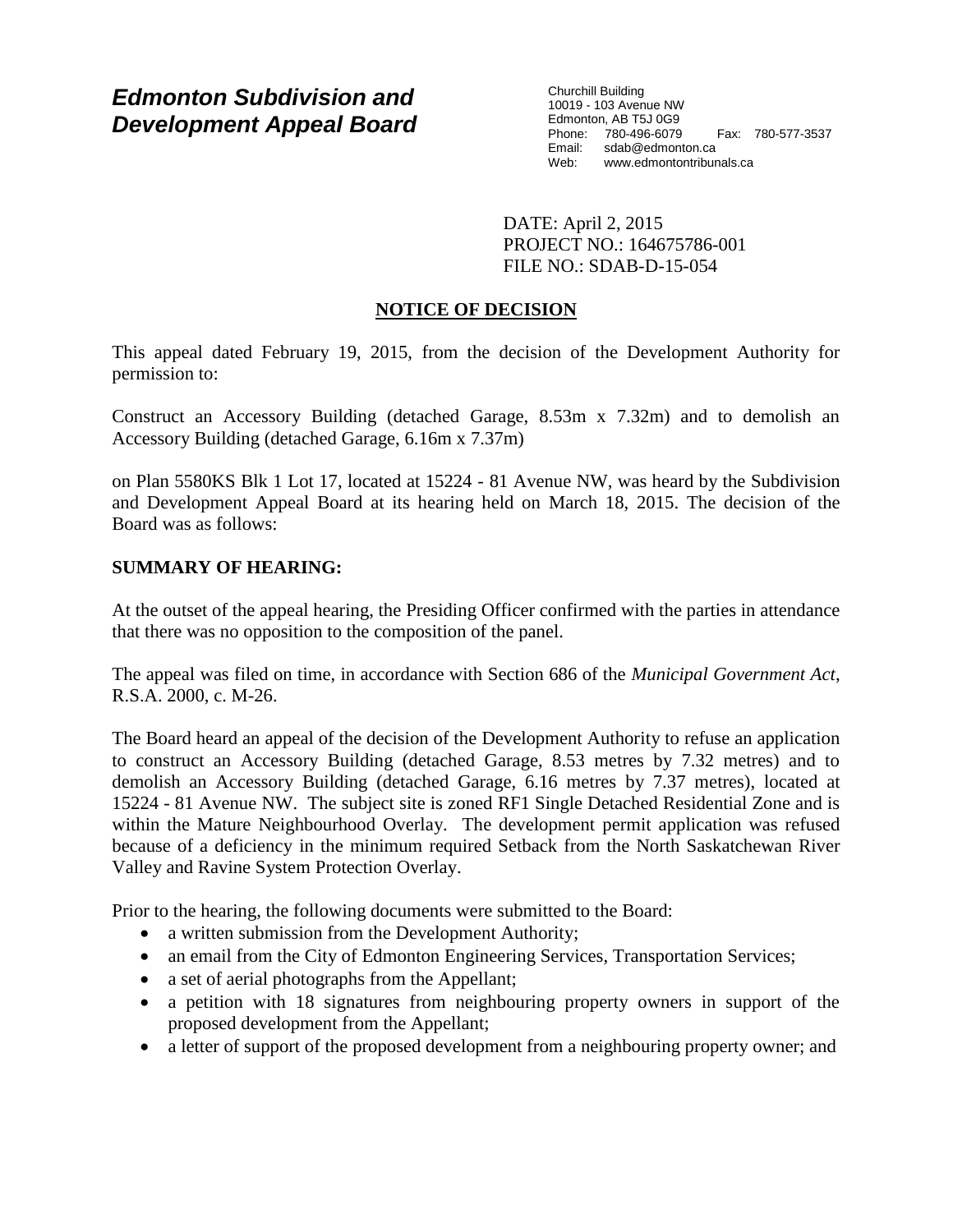# Edmonton Subdivision and Development Appeal Board

Churchill Building
10019 - 103 Avenue NW
Edmonton, AB T5J 0G9
Phone: 780-496-6079 Fax: 780-577-3537
Email: sdab@edmonton.ca
Web: www.edmontontribunals.ca

DATE: April 2, 2015
PROJECT NO.: 164675786-001
FILE NO.: SDAB-D-15-054

## NOTICE OF DECISION

This appeal dated February 19, 2015, from the decision of the Development Authority for permission to:

Construct an Accessory Building (detached Garage, 8.53m x 7.32m) and to demolish an Accessory Building (detached Garage, 6.16m x 7.37m)

on Plan 5580KS Blk 1 Lot 17, located at 15224 - 81 Avenue NW, was heard by the Subdivision and Development Appeal Board at its hearing held on March 18, 2015. The decision of the Board was as follows:

**SUMMARY OF HEARING:**

At the outset of the appeal hearing, the Presiding Officer confirmed with the parties in attendance that there was no opposition to the composition of the panel.

The appeal was filed on time, in accordance with Section 686 of the *Municipal Government Act*, R.S.A. 2000, c. M-26.

The Board heard an appeal of the decision of the Development Authority to refuse an application to construct an Accessory Building (detached Garage, 8.53 metres by 7.32 metres) and to demolish an Accessory Building (detached Garage, 6.16 metres by 7.37 metres), located at 15224 - 81 Avenue NW. The subject site is zoned RF1 Single Detached Residential Zone and is within the Mature Neighbourhood Overlay. The development permit application was refused because of a deficiency in the minimum required Setback from the North Saskatchewan River Valley and Ravine System Protection Overlay.

Prior to the hearing, the following documents were submitted to the Board:

- a written submission from the Development Authority;
- an email from the City of Edmonton Engineering Services, Transportation Services;
- a set of aerial photographs from the Appellant;
- a petition with 18 signatures from neighbouring property owners in support of the proposed development from the Appellant;
- a letter of support of the proposed development from a neighbouring property owner; and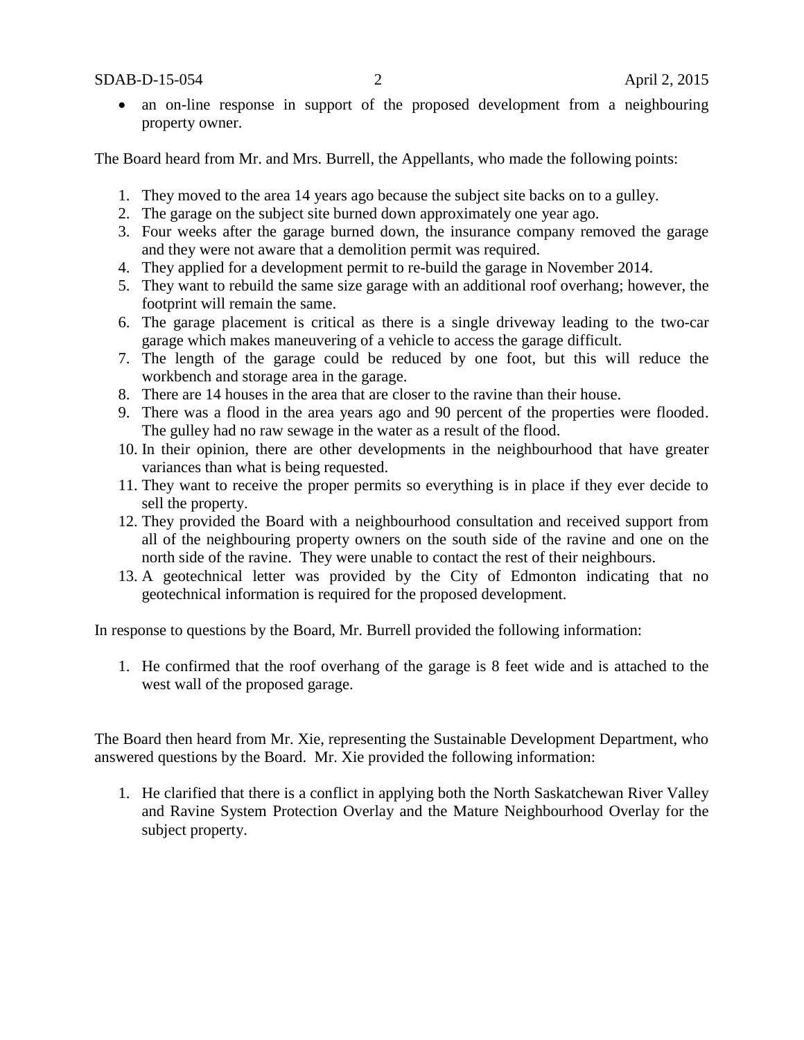- an on-line response in support of the proposed development from a neighbouring property owner.

The Board heard from Mr. and Mrs. Burrell, the Appellants, who made the following points:

1. They moved to the area 14 years ago because the subject site backs on to a gulley.
2. The garage on the subject site burned down approximately one year ago.
3. Four weeks after the garage burned down, the insurance company removed the garage and they were not aware that a demolition permit was required.
4. They applied for a development permit to re-build the garage in November 2014.
5. They want to rebuild the same size garage with an additional roof overhang; however, the footprint will remain the same.
6. The garage placement is critical as there is a single driveway leading to the two-car garage which makes maneuvering of a vehicle to access the garage difficult.
7. The length of the garage could be reduced by one foot, but this will reduce the workbench and storage area in the garage.
8. There are 14 houses in the area that are closer to the ravine than their house.
9. There was a flood in the area years ago and 90 percent of the properties were flooded. The gulley had no raw sewage in the water as a result of the flood.
10. In their opinion, there are other developments in the neighbourhood that have greater variances than what is being requested.
11. They want to receive the proper permits so everything is in place if they ever decide to sell the property.
12. They provided the Board with a neighbourhood consultation and received support from all of the neighbouring property owners on the south side of the ravine and one on the north side of the ravine. They were unable to contact the rest of their neighbours.
13. A geotechnical letter was provided by the City of Edmonton indicating that no geotechnical information is required for the proposed development.

In response to questions by the Board, Mr. Burrell provided the following information:

1. He confirmed that the roof overhang of the garage is 8 feet wide and is attached to the west wall of the proposed garage.

The Board then heard from Mr. Xie, representing the Sustainable Development Department, who answered questions by the Board. Mr. Xie provided the following information:

1. He clarified that there is a conflict in applying both the North Saskatchewan River Valley and Ravine System Protection Overlay and the Mature Neighbourhood Overlay for the subject property.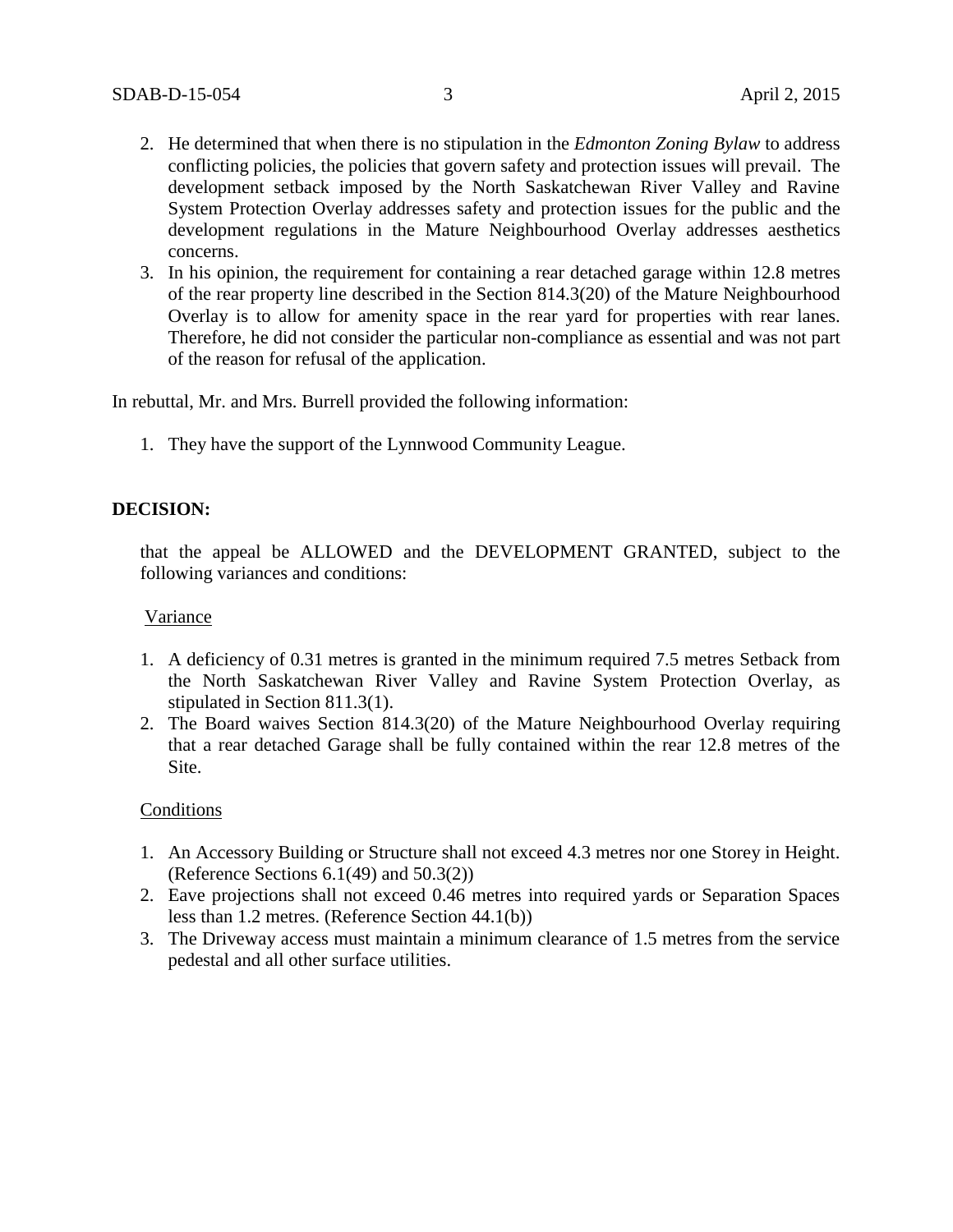2. He determined that when there is no stipulation in the *Edmonton Zoning Bylaw* to address conflicting policies, the policies that govern safety and protection issues will prevail. The development setback imposed by the North Saskatchewan River Valley and Ravine System Protection Overlay addresses safety and protection issues for the public and the development regulations in the Mature Neighbourhood Overlay addresses aesthetics concerns.
3. In his opinion, the requirement for containing a rear detached garage within 12.8 metres of the rear property line described in the Section 814.3(20) of the Mature Neighbourhood Overlay is to allow for amenity space in the rear yard for properties with rear lanes. Therefore, he did not consider the particular non-compliance as essential and was not part of the reason for refusal of the application.

In rebuttal, Mr. and Mrs. Burrell provided the following information:

1. They have the support of the Lynnwood Community League.

**DECISION:**

that the appeal be ALLOWED and the DEVELOPMENT GRANTED, subject to the following variances and conditions:

Variance

1. A deficiency of 0.31 metres is granted in the minimum required 7.5 metres Setback from the North Saskatchewan River Valley and Ravine System Protection Overlay, as stipulated in Section 811.3(1).
2. The Board waives Section 814.3(20) of the Mature Neighbourhood Overlay requiring that a rear detached Garage shall be fully contained within the rear 12.8 metres of the Site.

Conditions

1. An Accessory Building or Structure shall not exceed 4.3 metres nor one Storey in Height. (Reference Sections 6.1(49) and 50.3(2))
2. Eave projections shall not exceed 0.46 metres into required yards or Separation Spaces less than 1.2 metres. (Reference Section 44.1(b))
3. The Driveway access must maintain a minimum clearance of 1.5 metres from the service pedestal and all other surface utilities.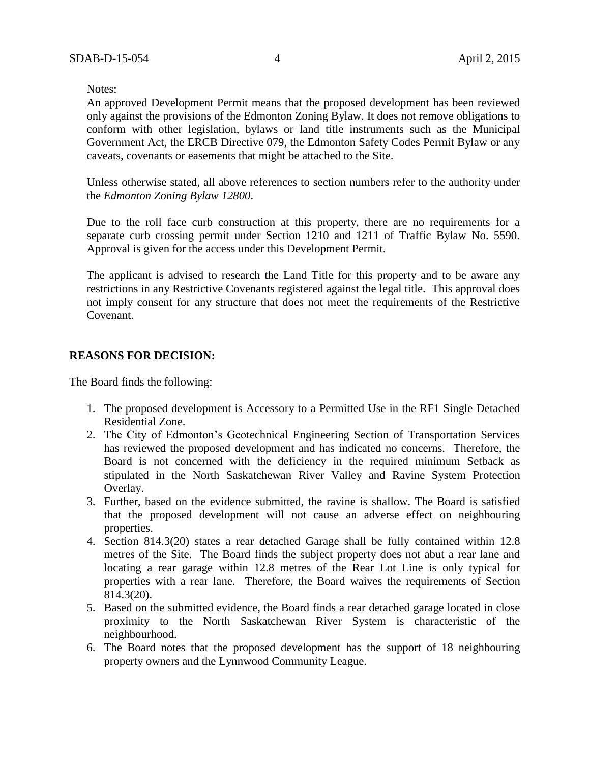Notes:

An approved Development Permit means that the proposed development has been reviewed only against the provisions of the Edmonton Zoning Bylaw. It does not remove obligations to conform with other legislation, bylaws or land title instruments such as the Municipal Government Act, the ERCB Directive 079, the Edmonton Safety Codes Permit Bylaw or any caveats, covenants or easements that might be attached to the Site.

Unless otherwise stated, all above references to section numbers refer to the authority under the *Edmonton Zoning Bylaw 12800*.

Due to the roll face curb construction at this property, there are no requirements for a separate curb crossing permit under Section 1210 and 1211 of Traffic Bylaw No. 5590. Approval is given for the access under this Development Permit.

The applicant is advised to research the Land Title for this property and to be aware any restrictions in any Restrictive Covenants registered against the legal title. This approval does not imply consent for any structure that does not meet the requirements of the Restrictive Covenant.

**REASONS FOR DECISION:**

The Board finds the following:

1. The proposed development is Accessory to a Permitted Use in the RF1 Single Detached Residential Zone.
2. The City of Edmonton's Geotechnical Engineering Section of Transportation Services has reviewed the proposed development and has indicated no concerns. Therefore, the Board is not concerned with the deficiency in the required minimum Setback as stipulated in the North Saskatchewan River Valley and Ravine System Protection Overlay.
3. Further, based on the evidence submitted, the ravine is shallow. The Board is satisfied that the proposed development will not cause an adverse effect on neighbouring properties.
4. Section 814.3(20) states a rear detached Garage shall be fully contained within 12.8 metres of the Site. The Board finds the subject property does not abut a rear lane and locating a rear garage within 12.8 metres of the Rear Lot Line is only typical for properties with a rear lane. Therefore, the Board waives the requirements of Section 814.3(20).
5. Based on the submitted evidence, the Board finds a rear detached garage located in close proximity to the North Saskatchewan River System is characteristic of the neighbourhood.
6. The Board notes that the proposed development has the support of 18 neighbouring property owners and the Lynnwood Community League.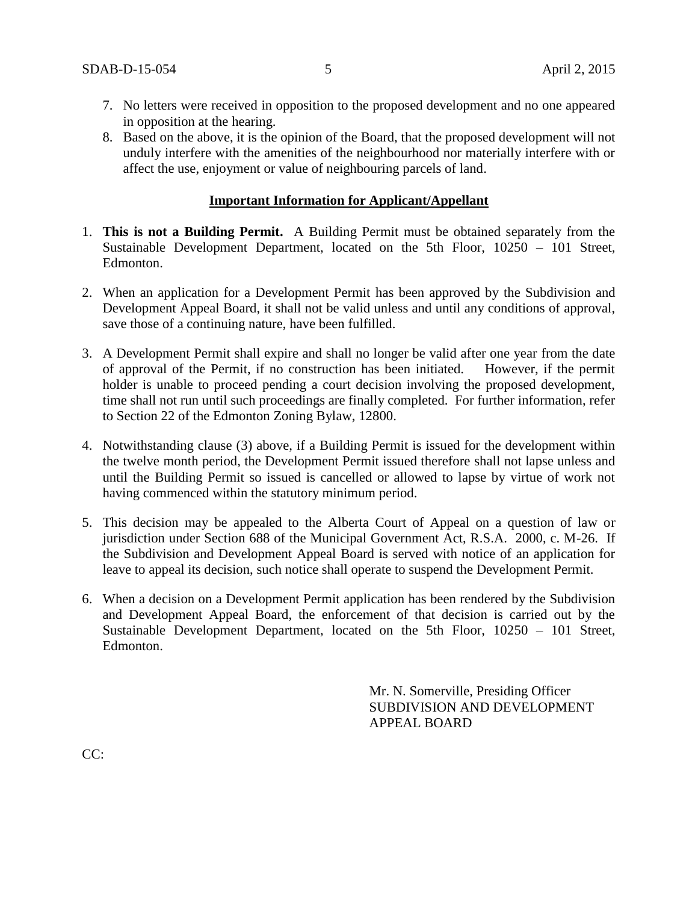7. No letters were received in opposition to the proposed development and no one appeared in opposition at the hearing.
8. Based on the above, it is the opinion of the Board, that the proposed development will not unduly interfere with the amenities of the neighbourhood nor materially interfere with or affect the use, enjoyment or value of neighbouring parcels of land.

**Important Information for Applicant/Appellant**

1. **This is not a Building Permit.** A Building Permit must be obtained separately from the Sustainable Development Department, located on the 5th Floor, 10250 – 101 Street, Edmonton.

2. When an application for a Development Permit has been approved by the Subdivision and Development Appeal Board, it shall not be valid unless and until any conditions of approval, save those of a continuing nature, have been fulfilled.

3. A Development Permit shall expire and shall no longer be valid after one year from the date of approval of the Permit, if no construction has been initiated. However, if the permit holder is unable to proceed pending a court decision involving the proposed development, time shall not run until such proceedings are finally completed. For further information, refer to Section 22 of the Edmonton Zoning Bylaw, 12800.

4. Notwithstanding clause (3) above, if a Building Permit is issued for the development within the twelve month period, the Development Permit issued therefore shall not lapse unless and until the Building Permit so issued is cancelled or allowed to lapse by virtue of work not having commenced within the statutory minimum period.

5. This decision may be appealed to the Alberta Court of Appeal on a question of law or jurisdiction under Section 688 of the Municipal Government Act, R.S.A. 2000, c. M-26. If the Subdivision and Development Appeal Board is served with notice of an application for leave to appeal its decision, such notice shall operate to suspend the Development Permit.

6. When a decision on a Development Permit application has been rendered by the Subdivision and Development Appeal Board, the enforcement of that decision is carried out by the Sustainable Development Department, located on the 5th Floor, 10250 – 101 Street, Edmonton.

Mr. N. Somerville, Presiding Officer
SUBDIVISION AND DEVELOPMENT APPEAL BOARD

CC: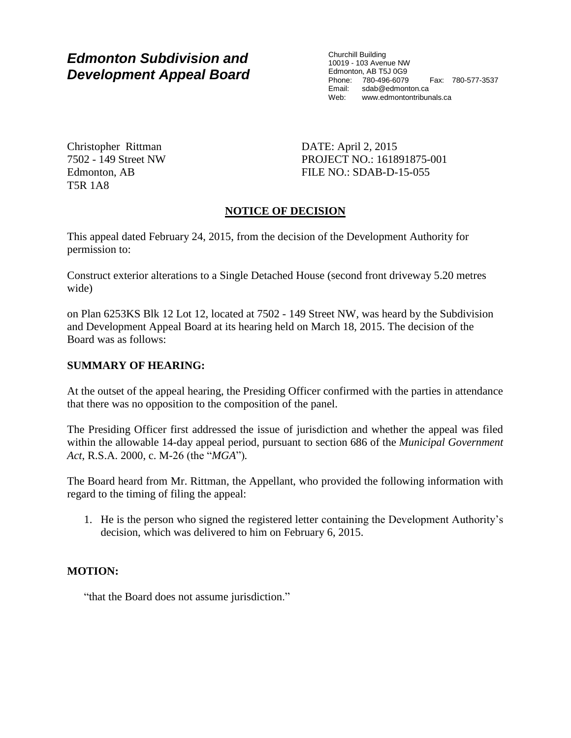# Edmonton Subdivision and Development Appeal Board

Churchill Building
10019 - 103 Avenue NW
Edmonton, AB T5J 0G9
Phone: 780-496-6079 Fax: 780-577-3537
Email: sdab@edmonton.ca
Web: www.edmontontribunals.ca

Christopher Rittman
7502 - 149 Street NW
Edmonton, AB
T5R 1A8

DATE: April 2, 2015
PROJECT NO.: 161891875-001
FILE NO.: SDAB-D-15-055

## NOTICE OF DECISION

This appeal dated February 24, 2015, from the decision of the Development Authority for permission to:

Construct exterior alterations to a Single Detached House (second front driveway 5.20 metres wide)

on Plan 6253KS Blk 12 Lot 12, located at 7502 - 149 Street NW, was heard by the Subdivision and Development Appeal Board at its hearing held on March 18, 2015. The decision of the Board was as follows:

### SUMMARY OF HEARING:

At the outset of the appeal hearing, the Presiding Officer confirmed with the parties in attendance that there was no opposition to the composition of the panel.

The Presiding Officer first addressed the issue of jurisdiction and whether the appeal was filed within the allowable 14-day appeal period, pursuant to section 686 of the *Municipal Government Act*, R.S.A. 2000, c. M-26 (the "*MGA*").

The Board heard from Mr. Rittman, the Appellant, who provided the following information with regard to the timing of filing the appeal:

1. He is the person who signed the registered letter containing the Development Authority's decision, which was delivered to him on February 6, 2015.

### MOTION:

"that the Board does not assume jurisdiction."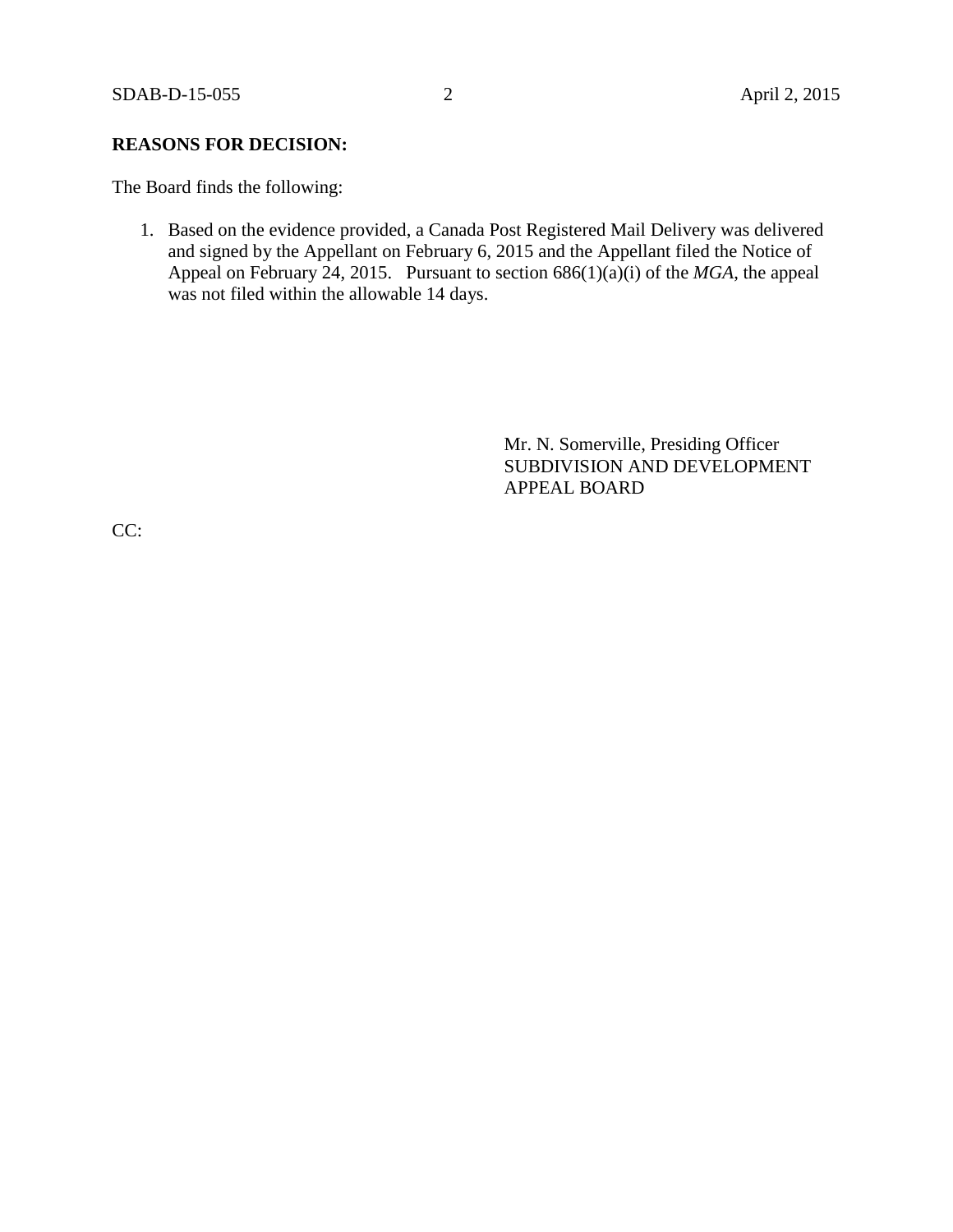**REASONS FOR DECISION:**

The Board finds the following:

1. Based on the evidence provided, a Canada Post Registered Mail Delivery was delivered and signed by the Appellant on February 6, 2015 and the Appellant filed the Notice of Appeal on February 24, 2015. Pursuant to section 686(1)(a)(i) of the *MGA*, the appeal was not filed within the allowable 14 days.

Mr. N. Somerville, Presiding Officer
SUBDIVISION AND DEVELOPMENT APPEAL BOARD

CC: